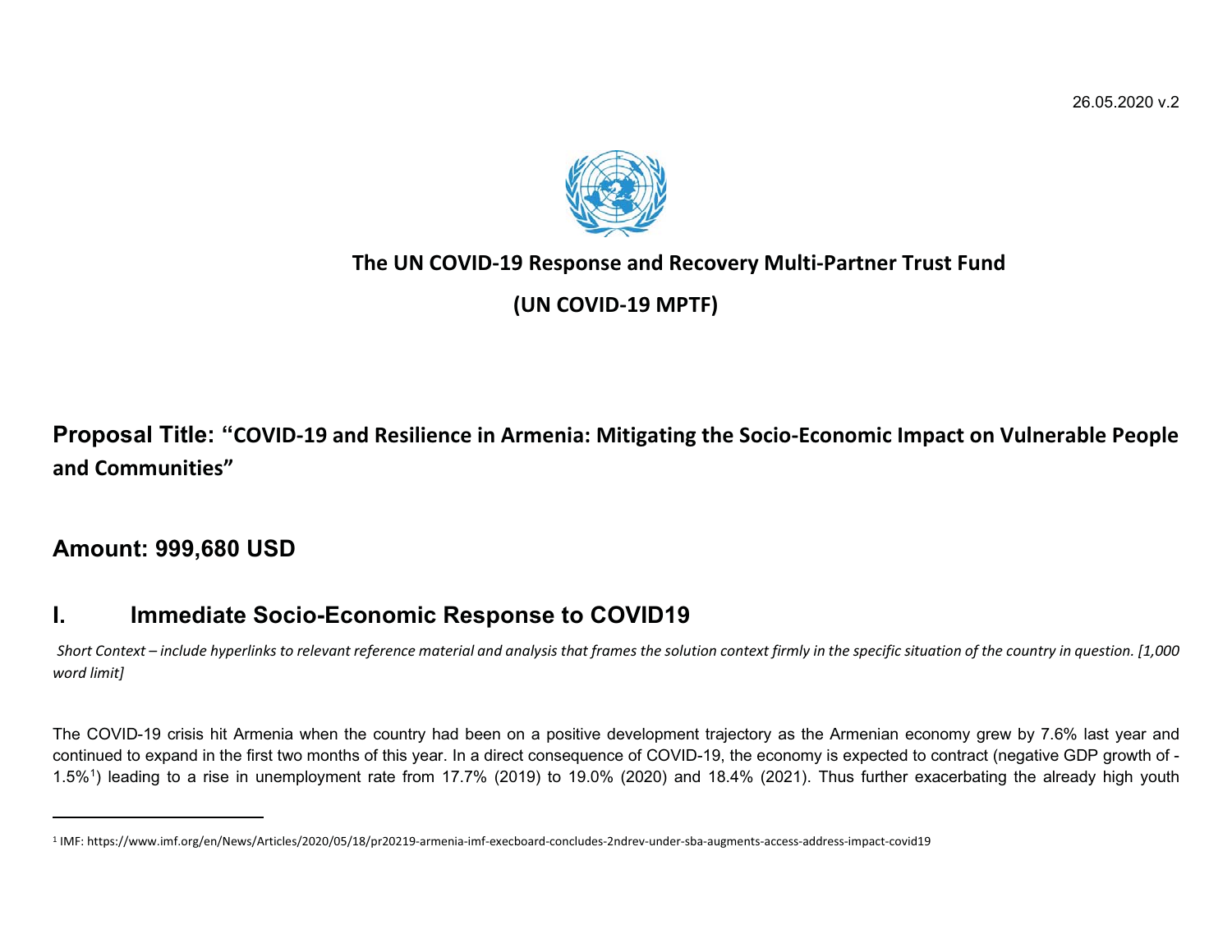26.05.2020 v.2

**The UN COVID-19 Response and Recovery Multi-Partner Trust Fund**

**(UN COVID-19 MPTF)**

## Proposal Title: "COVID-19 and Resilience in Armenia: Mitigating the Socio-Economic Impact on Vulnerable People and Communities"

## Amount: 999,680 USD

# I. Immediate Socio-Economic Response to COVID19

*Short Context – include hyperlinks to relevant reference material and analysis that frames the solution context firmly in the specific situation of the country in question. [1,000 word limit]*

The COVID-19 crisis hit Armenia when the country had been on a positive development trajectory as the Armenian economy grew by 7.6% last year and continued to expand in the first two months of this year. In a direct consequence of COVID-19, the economy is expected to contract (negative GDP growth of -1.5%[1]) leading to a rise in unemployment rate from 17.7% (2019) to 19.0% (2020) and 18.4% (2021). Thus further exacerbating the already high youth

[1] IMF: https://www.imf.org/en/News/Articles/2020/05/18/pr20219-armenia-imf-execboard-concludes-2ndrev-under-sba-augments-access-address-impact-covid19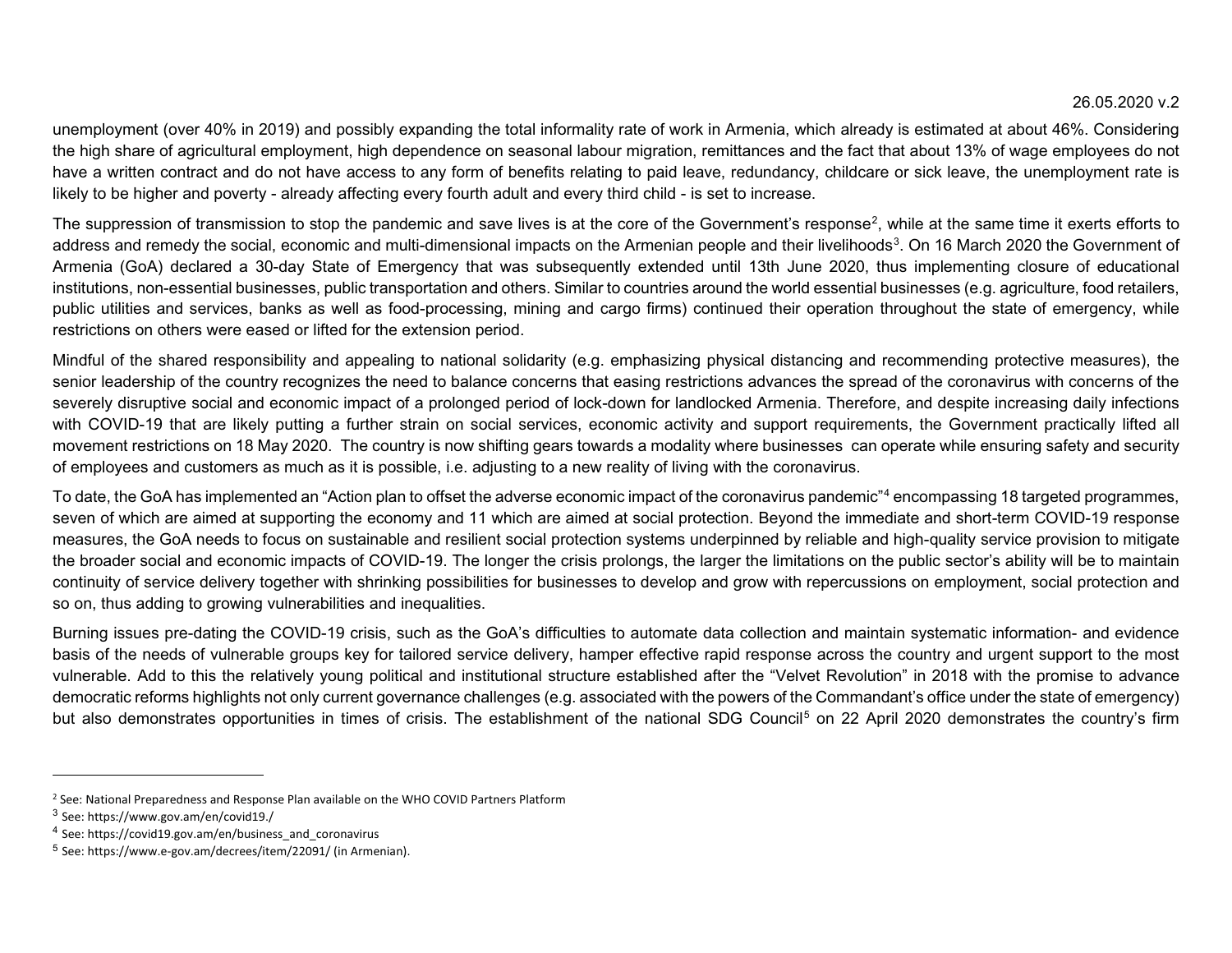unemployment (over 40% in 2019) and possibly expanding the total informality rate of work in Armenia, which already is estimated at about 46%. Considering the high share of agricultural employment, high dependence on seasonal labour migration, remittances and the fact that about 13% of wage employees do not have a written contract and do not have access to any form of benefits relating to paid leave, redundancy, childcare or sick leave, the unemployment rate is likely to be higher and poverty - already affecting every fourth adult and every third child - is set to increase.

The suppression of transmission to stop the pandemic and save lives is at the core of the Government's response[2], while at the same time it exerts efforts to address and remedy the social, economic and multi-dimensional impacts on the Armenian people and their livelihoods[3]. On 16 March 2020 the Government of Armenia (GoA) declared a 30-day State of Emergency that was subsequently extended until 13th June 2020, thus implementing closure of educational institutions, non-essential businesses, public transportation and others. Similar to countries around the world essential businesses (e.g. agriculture, food retailers, public utilities and services, banks as well as food-processing, mining and cargo firms) continued their operation throughout the state of emergency, while restrictions on others were eased or lifted for the extension period.

Mindful of the shared responsibility and appealing to national solidarity (e.g. emphasizing physical distancing and recommending protective measures), the senior leadership of the country recognizes the need to balance concerns that easing restrictions advances the spread of the coronavirus with concerns of the severely disruptive social and economic impact of a prolonged period of lock-down for landlocked Armenia. Therefore, and despite increasing daily infections with COVID-19 that are likely putting a further strain on social services, economic activity and support requirements, the Government practically lifted all movement restrictions on 18 May 2020. The country is now shifting gears towards a modality where businesses can operate while ensuring safety and security of employees and customers as much as it is possible, i.e. adjusting to a new reality of living with the coronavirus.

To date, the GoA has implemented an "Action plan to offset the adverse economic impact of the coronavirus pandemic"[4] encompassing 18 targeted programmes, seven of which are aimed at supporting the economy and 11 which are aimed at social protection. Beyond the immediate and short-term COVID-19 response measures, the GoA needs to focus on sustainable and resilient social protection systems underpinned by reliable and high-quality service provision to mitigate the broader social and economic impacts of COVID-19. The longer the crisis prolongs, the larger the limitations on the public sector's ability will be to maintain continuity of service delivery together with shrinking possibilities for businesses to develop and grow with repercussions on employment, social protection and so on, thus adding to growing vulnerabilities and inequalities.

Burning issues pre-dating the COVID-19 crisis, such as the GoA's difficulties to automate data collection and maintain systematic information- and evidence basis of the needs of vulnerable groups key for tailored service delivery, hamper effective rapid response across the country and urgent support to the most vulnerable. Add to this the relatively young political and institutional structure established after the "Velvet Revolution" in 2018 with the promise to advance democratic reforms highlights not only current governance challenges (e.g. associated with the powers of the Commandant's office under the state of emergency) but also demonstrates opportunities in times of crisis. The establishment of the national SDG Council[5] on 22 April 2020 demonstrates the country's firm

---

[2] See: National Preparedness and Response Plan available on the WHO COVID Partners Platform

[3] See: https://www.gov.am/en/covid19./

[4] See: https://covid19.gov.am/en/business_and_coronavirus

[5] See: https://www.e-gov.am/decrees/item/22091/ (in Armenian).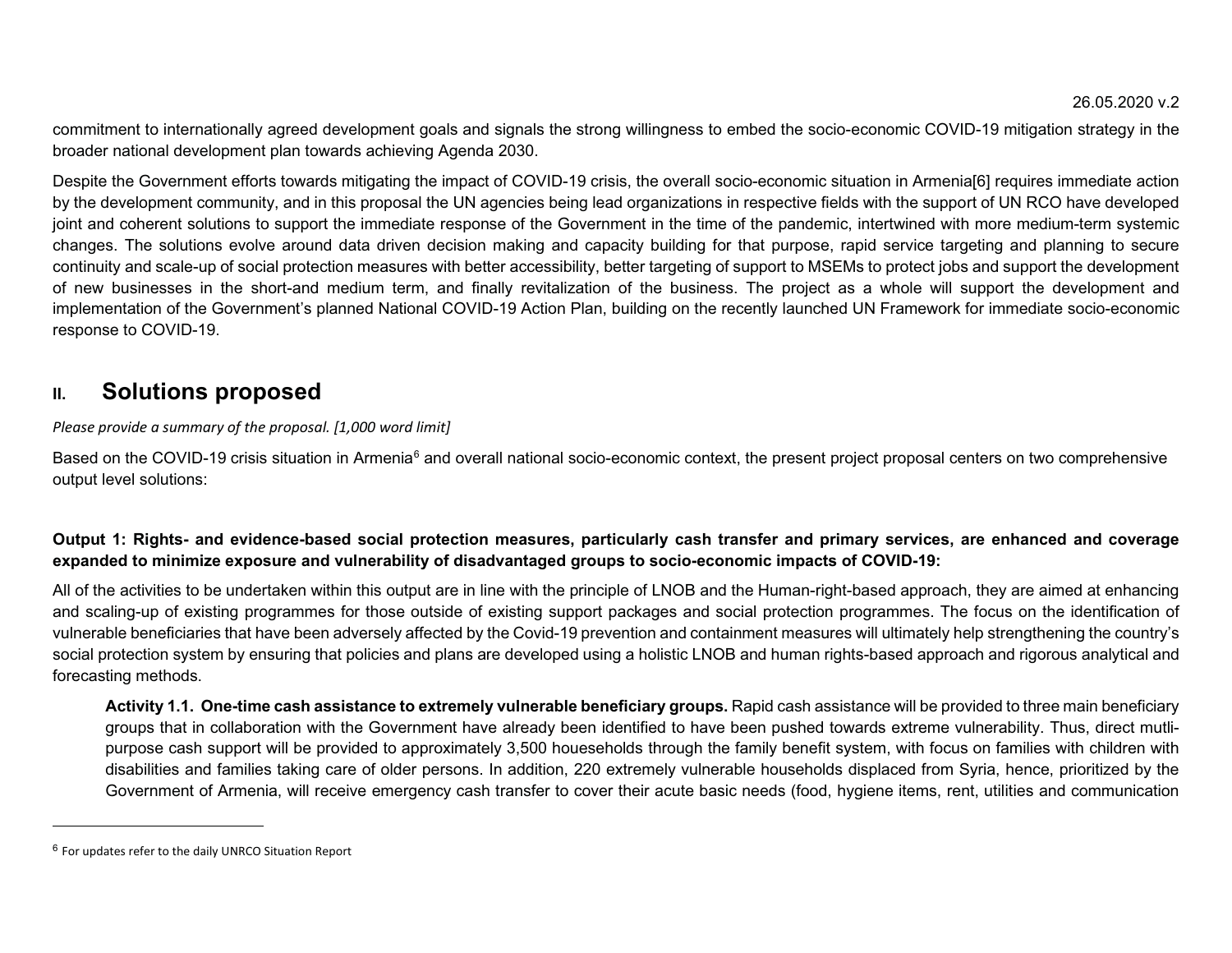commitment to internationally agreed development goals and signals the strong willingness to embed the socio-economic COVID-19 mitigation strategy in the broader national development plan towards achieving Agenda 2030.

Despite the Government efforts towards mitigating the impact of COVID-19 crisis, the overall socio-economic situation in Armenia[6] requires immediate action by the development community, and in this proposal the UN agencies being lead organizations in respective fields with the support of UN RCO have developed joint and coherent solutions to support the immediate response of the Government in the time of the pandemic, intertwined with more medium-term systemic changes. The solutions evolve around data driven decision making and capacity building for that purpose, rapid service targeting and planning to secure continuity and scale-up of social protection measures with better accessibility, better targeting of support to MSEMs to protect jobs and support the development of new businesses in the short-and medium term, and finally revitalization of the business. The project as a whole will support the development and implementation of the Government's planned National COVID-19 Action Plan, building on the recently launched UN Framework for immediate socio-economic response to COVID-19.

## II. Solutions proposed

*Please provide a summary of the proposal. [1,000 word limit]*

Based on the COVID-19 crisis situation in Armenia[6] and overall national socio-economic context, the present project proposal centers on two comprehensive output level solutions:

**Output 1: Rights- and evidence-based social protection measures, particularly cash transfer and primary services, are enhanced and coverage expanded to minimize exposure and vulnerability of disadvantaged groups to socio-economic impacts of COVID-19:**

All of the activities to be undertaken within this output are in line with the principle of LNOB and the Human-right-based approach, they are aimed at enhancing and scaling-up of existing programmes for those outside of existing support packages and social protection programmes. The focus on the identification of vulnerable beneficiaries that have been adversely affected by the Covid-19 prevention and containment measures will ultimately help strengthening the country's social protection system by ensuring that policies and plans are developed using a holistic LNOB and human rights-based approach and rigorous analytical and forecasting methods.

**Activity 1.1. One-time cash assistance to extremely vulnerable beneficiary groups.** Rapid cash assistance will be provided to three main beneficiary groups that in collaboration with the Government have already been identified to have been pushed towards extreme vulnerability. Thus, direct mutli-purpose cash support will be provided to approximately 3,500 houeseholds through the family benefit system, with focus on families with children with disabilities and families taking care of older persons. In addition, 220 extremely vulnerable households displaced from Syria, hence, prioritized by the Government of Armenia, will receive emergency cash transfer to cover their acute basic needs (food, hygiene items, rent, utilities and communication

[6] For updates refer to the daily UNRCO Situation Report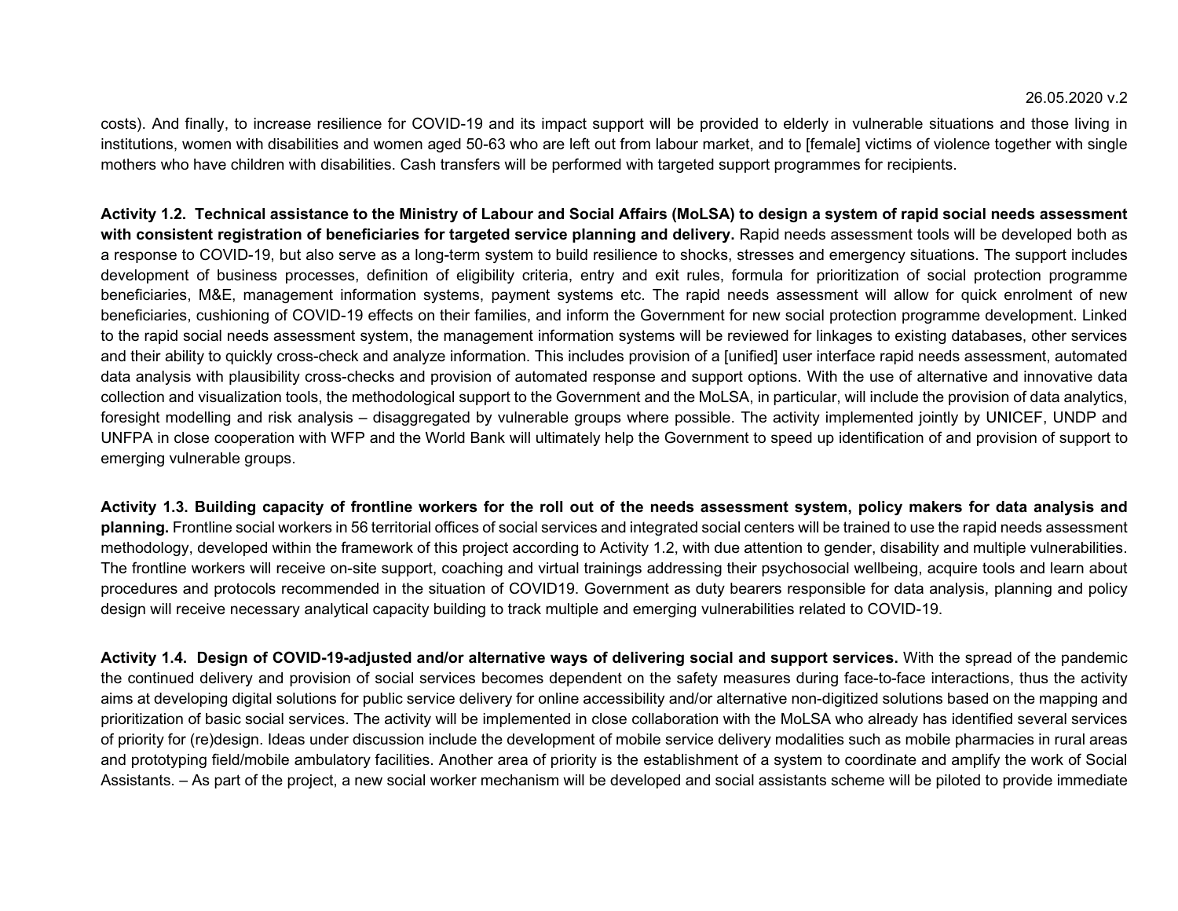costs). And finally, to increase resilience for COVID-19 and its impact support will be provided to elderly in vulnerable situations and those living in institutions, women with disabilities and women aged 50-63 who are left out from labour market, and to [female] victims of violence together with single mothers who have children with disabilities. Cash transfers will be performed with targeted support programmes for recipients.

**Activity 1.2. Technical assistance to the Ministry of Labour and Social Affairs (MoLSA) to design a system of rapid social needs assessment with consistent registration of beneficiaries for targeted service planning and delivery.** Rapid needs assessment tools will be developed both as a response to COVID-19, but also serve as a long-term system to build resilience to shocks, stresses and emergency situations. The support includes development of business processes, definition of eligibility criteria, entry and exit rules, formula for prioritization of social protection programme beneficiaries, M&E, management information systems, payment systems etc. The rapid needs assessment will allow for quick enrolment of new beneficiaries, cushioning of COVID-19 effects on their families, and inform the Government for new social protection programme development. Linked to the rapid social needs assessment system, the management information systems will be reviewed for linkages to existing databases, other services and their ability to quickly cross-check and analyze information. This includes provision of a [unified] user interface rapid needs assessment, automated data analysis with plausibility cross-checks and provision of automated response and support options. With the use of alternative and innovative data collection and visualization tools, the methodological support to the Government and the MoLSA, in particular, will include the provision of data analytics, foresight modelling and risk analysis – disaggregated by vulnerable groups where possible. The activity implemented jointly by UNICEF, UNDP and UNFPA in close cooperation with WFP and the World Bank will ultimately help the Government to speed up identification of and provision of support to emerging vulnerable groups.

**Activity 1.3. Building capacity of frontline workers for the roll out of the needs assessment system, policy makers for data analysis and planning.** Frontline social workers in 56 territorial offices of social services and integrated social centers will be trained to use the rapid needs assessment methodology, developed within the framework of this project according to Activity 1.2, with due attention to gender, disability and multiple vulnerabilities. The frontline workers will receive on-site support, coaching and virtual trainings addressing their psychosocial wellbeing, acquire tools and learn about procedures and protocols recommended in the situation of COVID19. Government as duty bearers responsible for data analysis, planning and policy design will receive necessary analytical capacity building to track multiple and emerging vulnerabilities related to COVID-19.

**Activity 1.4. Design of COVID-19-adjusted and/or alternative ways of delivering social and support services.** With the spread of the pandemic the continued delivery and provision of social services becomes dependent on the safety measures during face-to-face interactions, thus the activity aims at developing digital solutions for public service delivery for online accessibility and/or alternative non-digitized solutions based on the mapping and prioritization of basic social services. The activity will be implemented in close collaboration with the MoLSA who already has identified several services of priority for (re)design. Ideas under discussion include the development of mobile service delivery modalities such as mobile pharmacies in rural areas and prototyping field/mobile ambulatory facilities. Another area of priority is the establishment of a system to coordinate and amplify the work of Social Assistants. – As part of the project, a new social worker mechanism will be developed and social assistants scheme will be piloted to provide immediate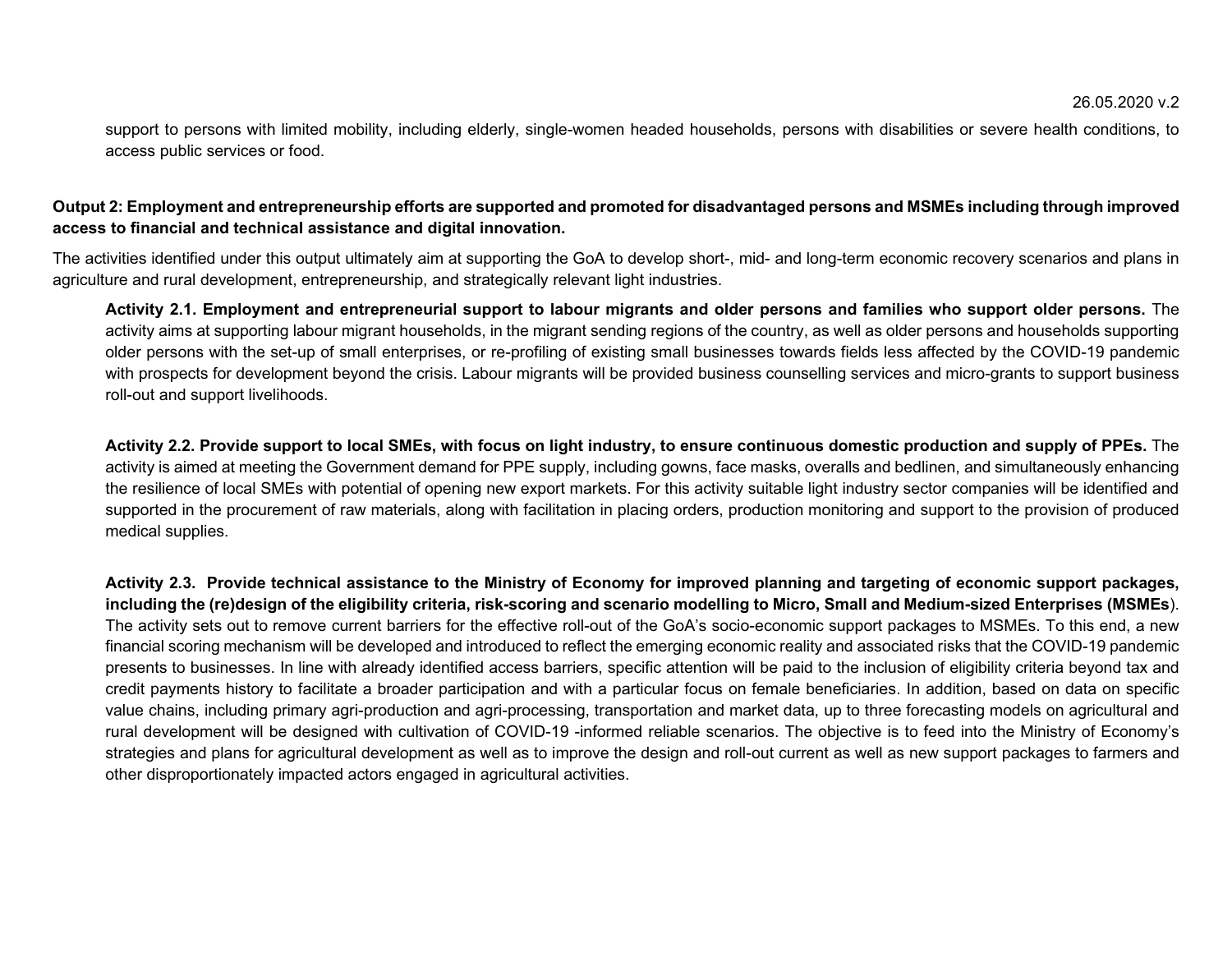support to persons with limited mobility, including elderly, single-women headed households, persons with disabilities or severe health conditions, to access public services or food.

**Output 2: Employment and entrepreneurship efforts are supported and promoted for disadvantaged persons and MSMEs including through improved access to financial and technical assistance and digital innovation.**

The activities identified under this output ultimately aim at supporting the GoA to develop short-, mid- and long-term economic recovery scenarios and plans in agriculture and rural development, entrepreneurship, and strategically relevant light industries.

**Activity 2.1. Employment and entrepreneurial support to labour migrants and older persons and families who support older persons.** The activity aims at supporting labour migrant households, in the migrant sending regions of the country, as well as older persons and households supporting older persons with the set-up of small enterprises, or re-profiling of existing small businesses towards fields less affected by the COVID-19 pandemic with prospects for development beyond the crisis. Labour migrants will be provided business counselling services and micro-grants to support business roll-out and support livelihoods.

**Activity 2.2. Provide support to local SMEs, with focus on light industry, to ensure continuous domestic production and supply of PPEs.** The activity is aimed at meeting the Government demand for PPE supply, including gowns, face masks, overalls and bedlinen, and simultaneously enhancing the resilience of local SMEs with potential of opening new export markets. For this activity suitable light industry sector companies will be identified and supported in the procurement of raw materials, along with facilitation in placing orders, production monitoring and support to the provision of produced medical supplies.

**Activity 2.3. Provide technical assistance to the Ministry of Economy for improved planning and targeting of economic support packages, including the (re)design of the eligibility criteria, risk-scoring and scenario modelling to Micro, Small and Medium-sized Enterprises (MSMEs**). The activity sets out to remove current barriers for the effective roll-out of the GoA's socio-economic support packages to MSMEs. To this end, a new financial scoring mechanism will be developed and introduced to reflect the emerging economic reality and associated risks that the COVID-19 pandemic presents to businesses. In line with already identified access barriers, specific attention will be paid to the inclusion of eligibility criteria beyond tax and credit payments history to facilitate a broader participation and with a particular focus on female beneficiaries. In addition, based on data on specific value chains, including primary agri-production and agri-processing, transportation and market data, up to three forecasting models on agricultural and rural development will be designed with cultivation of COVID-19 -informed reliable scenarios. The objective is to feed into the Ministry of Economy's strategies and plans for agricultural development as well as to improve the design and roll-out current as well as new support packages to farmers and other disproportionately impacted actors engaged in agricultural activities.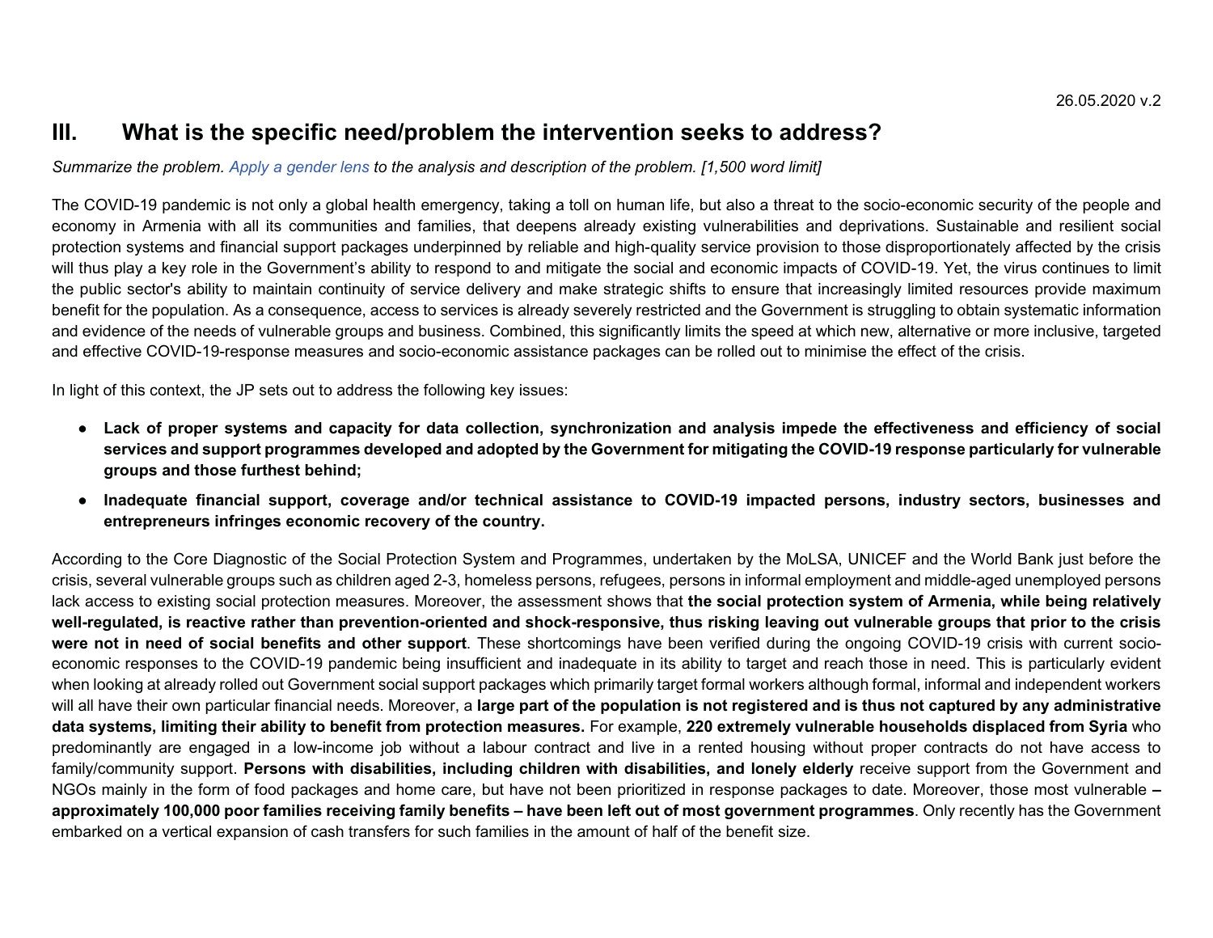## III. What is the specific need/problem the intervention seeks to address?

*Summarize the problem. Apply a gender lens to the analysis and description of the problem. [1,500 word limit]*

The COVID-19 pandemic is not only a global health emergency, taking a toll on human life, but also a threat to the socio-economic security of the people and economy in Armenia with all its communities and families, that deepens already existing vulnerabilities and deprivations. Sustainable and resilient social protection systems and financial support packages underpinned by reliable and high-quality service provision to those disproportionately affected by the crisis will thus play a key role in the Government's ability to respond to and mitigate the social and economic impacts of COVID-19. Yet, the virus continues to limit the public sector's ability to maintain continuity of service delivery and make strategic shifts to ensure that increasingly limited resources provide maximum benefit for the population. As a consequence, access to services is already severely restricted and the Government is struggling to obtain systematic information and evidence of the needs of vulnerable groups and business. Combined, this significantly limits the speed at which new, alternative or more inclusive, targeted and effective COVID-19-response measures and socio-economic assistance packages can be rolled out to minimise the effect of the crisis.

In light of this context, the JP sets out to address the following key issues:

- **Lack of proper systems and capacity for data collection, synchronization and analysis impede the effectiveness and efficiency of social services and support programmes developed and adopted by the Government for mitigating the COVID-19 response particularly for vulnerable groups and those furthest behind;**
- **Inadequate financial support, coverage and/or technical assistance to COVID-19 impacted persons, industry sectors, businesses and entrepreneurs infringes economic recovery of the country.**

According to the Core Diagnostic of the Social Protection System and Programmes, undertaken by the MoLSA, UNICEF and the World Bank just before the crisis, several vulnerable groups such as children aged 2-3, homeless persons, refugees, persons in informal employment and middle-aged unemployed persons lack access to existing social protection measures. Moreover, the assessment shows that **the social protection system of Armenia, while being relatively well-regulated, is reactive rather than prevention-oriented and shock-responsive, thus risking leaving out vulnerable groups that prior to the crisis were not in need of social benefits and other support**. These shortcomings have been verified during the ongoing COVID-19 crisis with current socio-economic responses to the COVID-19 pandemic being insufficient and inadequate in its ability to target and reach those in need. This is particularly evident when looking at already rolled out Government social support packages which primarily target formal workers although formal, informal and independent workers will all have their own particular financial needs. Moreover, a **large part of the population is not registered and is thus not captured by any administrative data systems, limiting their ability to benefit from protection measures.** For example, **220 extremely vulnerable households displaced from Syria** who predominantly are engaged in a low-income job without a labour contract and live in a rented housing without proper contracts do not have access to family/community support. **Persons with disabilities, including children with disabilities, and lonely elderly** receive support from the Government and NGOs mainly in the form of food packages and home care, but have not been prioritized in response packages to date. Moreover, those most vulnerable **– approximately 100,000 poor families receiving family benefits – have been left out of most government programmes**. Only recently has the Government embarked on a vertical expansion of cash transfers for such families in the amount of half of the benefit size.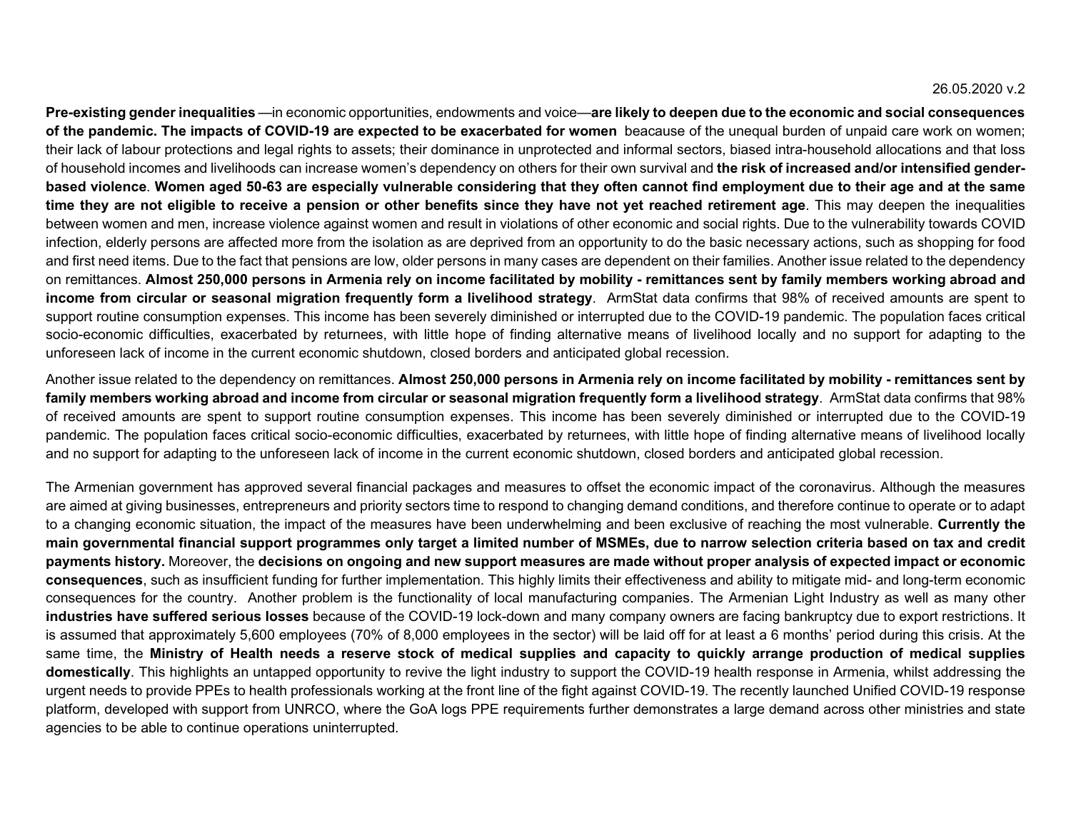**Pre-existing gender inequalities** —in economic opportunities, endowments and voice—**are likely to deepen due to the economic and social consequences of the pandemic. The impacts of COVID-19 are expected to be exacerbated for women** beacause of the unequal burden of unpaid care work on women; their lack of labour protections and legal rights to assets; their dominance in unprotected and informal sectors, biased intra-household allocations and that loss of household incomes and livelihoods can increase women's dependency on others for their own survival and **the risk of increased and/or intensified gender-based violence**. **Women aged 50-63 are especially vulnerable considering that they often cannot find employment due to their age and at the same time they are not eligible to receive a pension or other benefits since they have not yet reached retirement age**. This may deepen the inequalities between women and men, increase violence against women and result in violations of other economic and social rights. Due to the vulnerability towards COVID infection, elderly persons are affected more from the isolation as are deprived from an opportunity to do the basic necessary actions, such as shopping for food and first need items. Due to the fact that pensions are low, older persons in many cases are dependent on their families. Another issue related to the dependency on remittances. **Almost 250,000 persons in Armenia rely on income facilitated by mobility - remittances sent by family members working abroad and income from circular or seasonal migration frequently form a livelihood strategy**. ArmStat data confirms that 98% of received amounts are spent to support routine consumption expenses. This income has been severely diminished or interrupted due to the COVID-19 pandemic. The population faces critical socio-economic difficulties, exacerbated by returnees, with little hope of finding alternative means of livelihood locally and no support for adapting to the unforeseen lack of income in the current economic shutdown, closed borders and anticipated global recession.

Another issue related to the dependency on remittances. **Almost 250,000 persons in Armenia rely on income facilitated by mobility - remittances sent by family members working abroad and income from circular or seasonal migration frequently form a livelihood strategy**. ArmStat data confirms that 98% of received amounts are spent to support routine consumption expenses. This income has been severely diminished or interrupted due to the COVID-19 pandemic. The population faces critical socio-economic difficulties, exacerbated by returnees, with little hope of finding alternative means of livelihood locally and no support for adapting to the unforeseen lack of income in the current economic shutdown, closed borders and anticipated global recession.

The Armenian government has approved several financial packages and measures to offset the economic impact of the coronavirus. Although the measures are aimed at giving businesses, entrepreneurs and priority sectors time to respond to changing demand conditions, and therefore continue to operate or to adapt to a changing economic situation, the impact of the measures have been underwhelming and been exclusive of reaching the most vulnerable. **Currently the main governmental financial support programmes only target a limited number of MSMEs, due to narrow selection criteria based on tax and credit payments history.** Moreover, the **decisions on ongoing and new support measures are made without proper analysis of expected impact or economic consequences**, such as insufficient funding for further implementation. This highly limits their effectiveness and ability to mitigate mid- and long-term economic consequences for the country. Another problem is the functionality of local manufacturing companies. The Armenian Light Industry as well as many other **industries have suffered serious losses** because of the COVID-19 lock-down and many company owners are facing bankruptcy due to export restrictions. It is assumed that approximately 5,600 employees (70% of 8,000 employees in the sector) will be laid off for at least a 6 months' period during this crisis. At the same time, the **Ministry of Health needs a reserve stock of medical supplies and capacity to quickly arrange production of medical supplies domestically**. This highlights an untapped opportunity to revive the light industry to support the COVID-19 health response in Armenia, whilst addressing the urgent needs to provide PPEs to health professionals working at the front line of the fight against COVID-19. The recently launched Unified COVID-19 response platform, developed with support from UNRCO, where the GoA logs PPE requirements further demonstrates a large demand across other ministries and state agencies to be able to continue operations uninterrupted.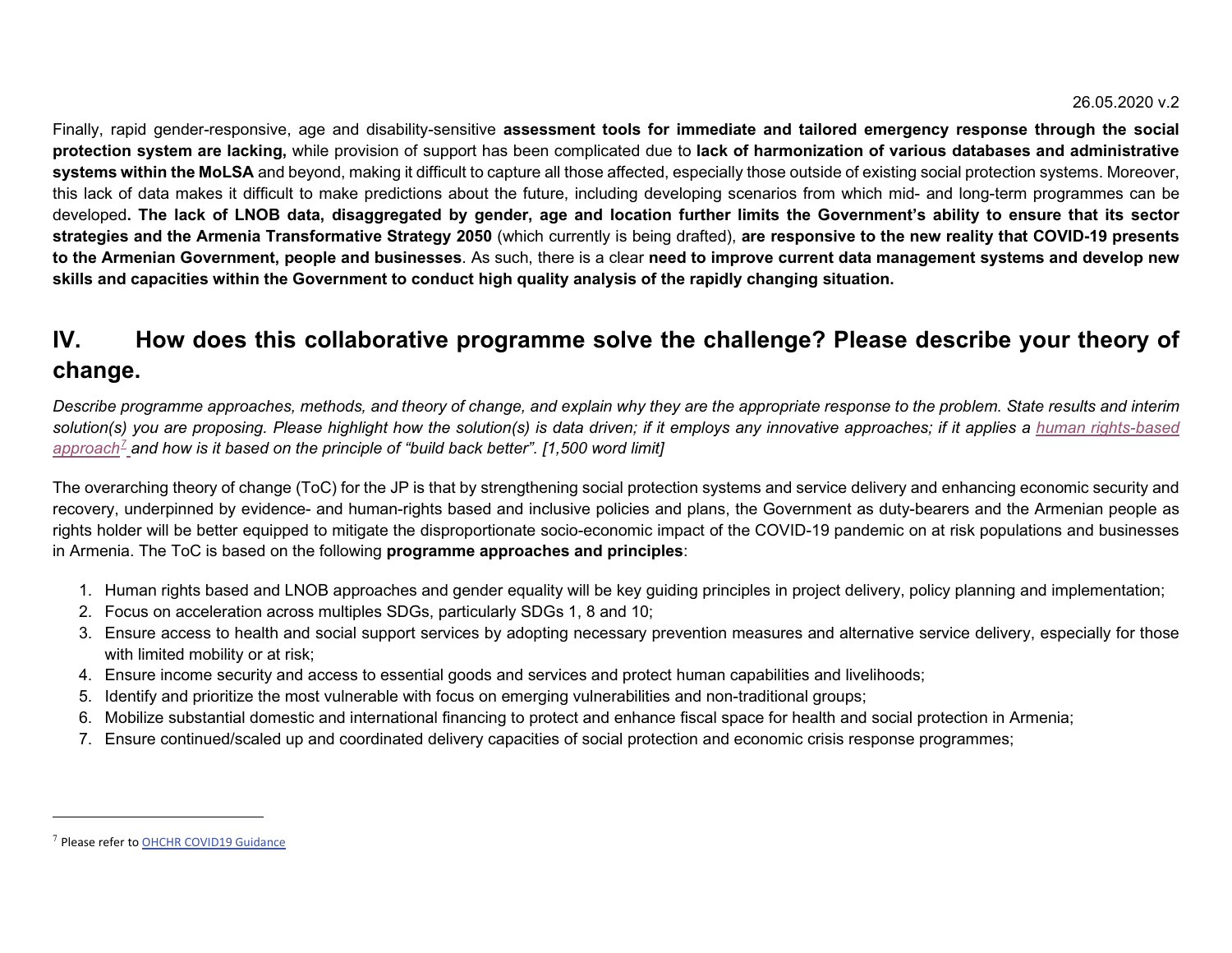Finally, rapid gender-responsive, age and disability-sensitive **assessment tools for immediate and tailored emergency response through the social protection system are lacking,** while provision of support has been complicated due to **lack of harmonization of various databases and administrative systems within the MoLSA** and beyond, making it difficult to capture all those affected, especially those outside of existing social protection systems. Moreover, this lack of data makes it difficult to make predictions about the future, including developing scenarios from which mid- and long-term programmes can be developed**. The lack of LNOB data, disaggregated by gender, age and location further limits the Government's ability to ensure that its sector strategies and the Armenia Transformative Strategy 2050** (which currently is being drafted), **are responsive to the new reality that COVID-19 presents to the Armenian Government, people and businesses**. As such, there is a clear **need to improve current data management systems and develop new skills and capacities within the Government to conduct high quality analysis of the rapidly changing situation.**

## IV. How does this collaborative programme solve the challenge? Please describe your theory of change.

*Describe programme approaches, methods, and theory of change, and explain why they are the appropriate response to the problem. State results and interim solution(s) you are proposing. Please highlight how the solution(s) is data driven; if it employs any innovative approaches; if it applies a human rights-based approach[7] and how is it based on the principle of "build back better". [1,500 word limit]*

The overarching theory of change (ToC) for the JP is that by strengthening social protection systems and service delivery and enhancing economic security and recovery, underpinned by evidence- and human-rights based and inclusive policies and plans, the Government as duty-bearers and the Armenian people as rights holder will be better equipped to mitigate the disproportionate socio-economic impact of the COVID-19 pandemic on at risk populations and businesses in Armenia. The ToC is based on the following **programme approaches and principles**:

1. Human rights based and LNOB approaches and gender equality will be key guiding principles in project delivery, policy planning and implementation;
2. Focus on acceleration across multiples SDGs, particularly SDGs 1, 8 and 10;
3. Ensure access to health and social support services by adopting necessary prevention measures and alternative service delivery, especially for those with limited mobility or at risk;
4. Ensure income security and access to essential goods and services and protect human capabilities and livelihoods;
5. Identify and prioritize the most vulnerable with focus on emerging vulnerabilities and non-traditional groups;
6. Mobilize substantial domestic and international financing to protect and enhance fiscal space for health and social protection in Armenia;
7. Ensure continued/scaled up and coordinated delivery capacities of social protection and economic crisis response programmes;

[7] Please refer to OHCHR COVID19 Guidance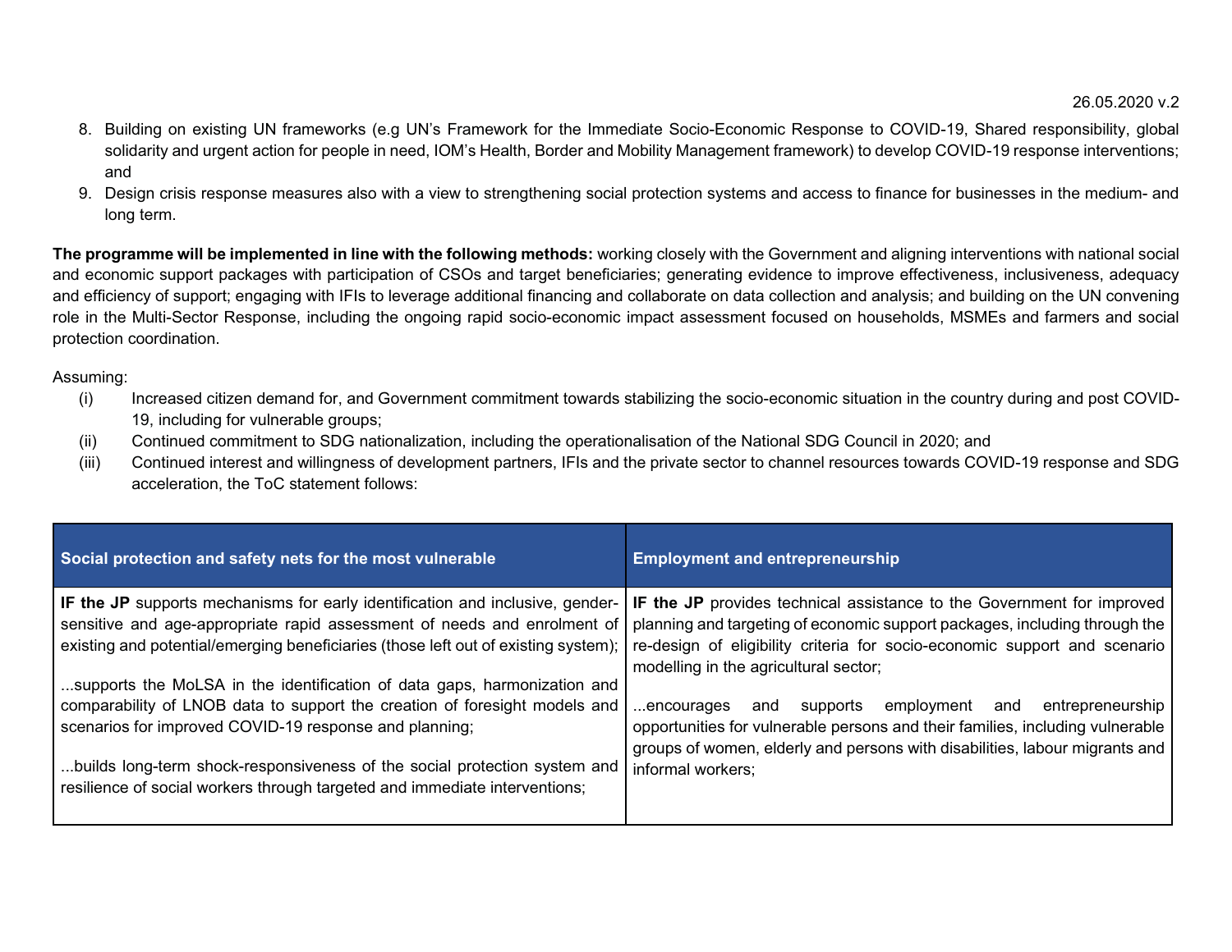8. Building on existing UN frameworks (e.g UN's Framework for the Immediate Socio-Economic Response to COVID-19, Shared responsibility, global solidarity and urgent action for people in need, IOM's Health, Border and Mobility Management framework) to develop COVID-19 response interventions; and
9. Design crisis response measures also with a view to strengthening social protection systems and access to finance for businesses in the medium- and long term.

**The programme will be implemented in line with the following methods:** working closely with the Government and aligning interventions with national social and economic support packages with participation of CSOs and target beneficiaries; generating evidence to improve effectiveness, inclusiveness, adequacy and efficiency of support; engaging with IFIs to leverage additional financing and collaborate on data collection and analysis; and building on the UN convening role in the Multi-Sector Response, including the ongoing rapid socio-economic impact assessment focused on households, MSMEs and farmers and social protection coordination.

Assuming:

(i) Increased citizen demand for, and Government commitment towards stabilizing the socio-economic situation in the country during and post COVID-19, including for vulnerable groups;

(ii) Continued commitment to SDG nationalization, including the operationalisation of the National SDG Council in 2020; and

(iii) Continued interest and willingness of development partners, IFIs and the private sector to channel resources towards COVID-19 response and SDG acceleration, the ToC statement follows:

| Social protection and safety nets for the most vulnerable | Employment and entrepreneurship |
|---|---|
| **IF the JP** supports mechanisms for early identification and inclusive, gender-sensitive and age-appropriate rapid assessment of needs and enrolment of existing and potential/emerging beneficiaries (those left out of existing system);<br><br>...supports the MoLSA in the identification of data gaps, harmonization and comparability of LNOB data to support the creation of foresight models and scenarios for improved COVID-19 response and planning;<br><br>...builds long-term shock-responsiveness of the social protection system and resilience of social workers through targeted and immediate interventions; | **IF the JP** provides technical assistance to the Government for improved planning and targeting of economic support packages, including through the re-design of eligibility criteria for socio-economic support and scenario modelling in the agricultural sector;<br><br>...encourages and supports employment and entrepreneurship opportunities for vulnerable persons and their families, including vulnerable groups of women, elderly and persons with disabilities, labour migrants and informal workers; |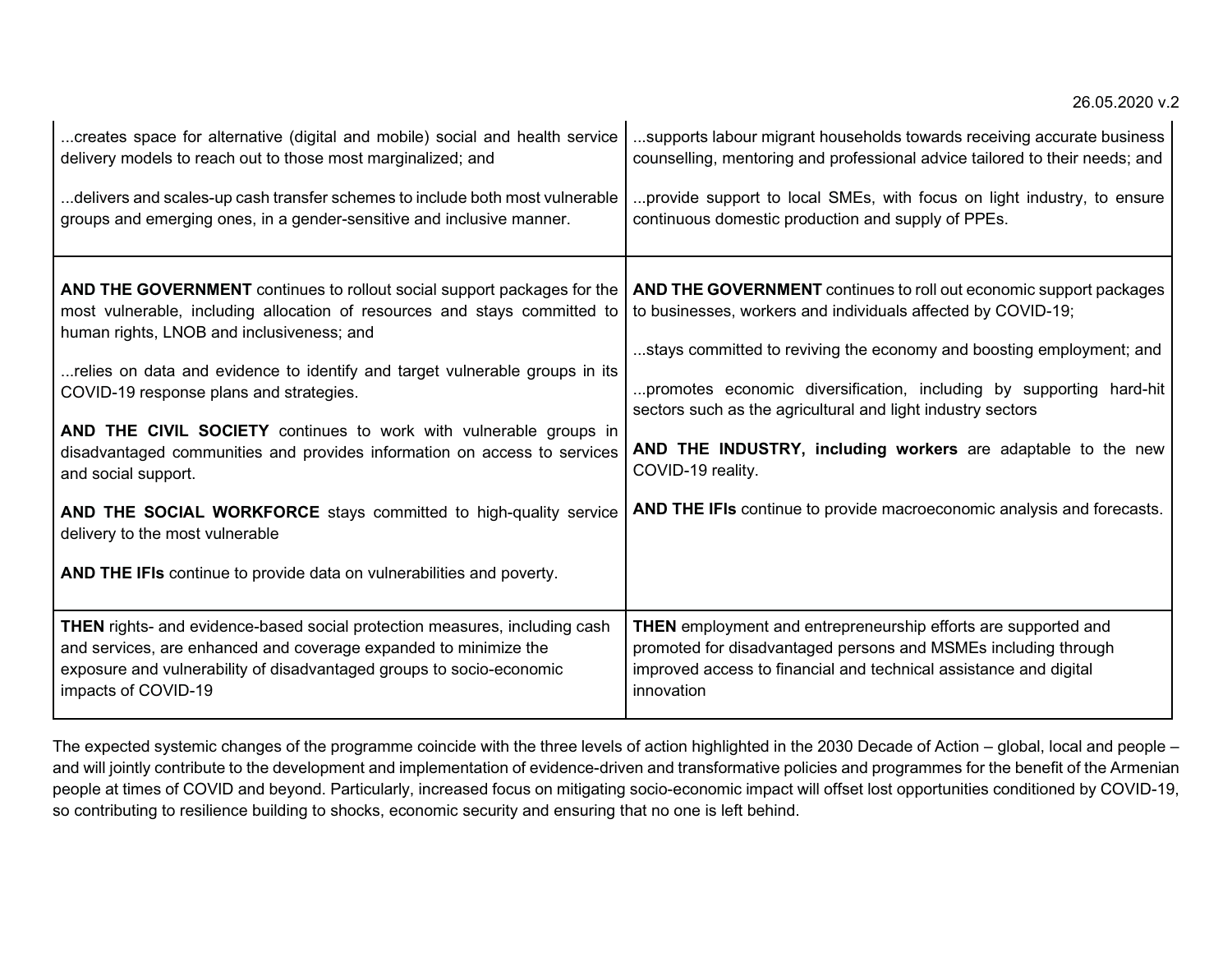| | |
|---|---|
| ...creates space for alternative (digital and mobile) social and health service delivery models to reach out to those most marginalized; and<br><br>...delivers and scales-up cash transfer schemes to include both most vulnerable groups and emerging ones, in a gender-sensitive and inclusive manner. | ...supports labour migrant households towards receiving accurate business counselling, mentoring and professional advice tailored to their needs; and<br><br>...provide support to local SMEs, with focus on light industry, to ensure continuous domestic production and supply of PPEs. |
| **AND THE GOVERNMENT** continues to rollout social support packages for the most vulnerable, including allocation of resources and stays committed to human rights, LNOB and inclusiveness; and<br><br>...relies on data and evidence to identify and target vulnerable groups in its COVID-19 response plans and strategies.<br><br>**AND THE CIVIL SOCIETY** continues to work with vulnerable groups in disadvantaged communities and provides information on access to services and social support.<br><br>**AND THE SOCIAL WORKFORCE** stays committed to high-quality service delivery to the most vulnerable<br><br>**AND THE IFIs** continue to provide data on vulnerabilities and poverty. | **AND THE GOVERNMENT** continues to roll out economic support packages to businesses, workers and individuals affected by COVID-19;<br><br>...stays committed to reviving the economy and boosting employment; and<br><br>...promotes economic diversification, including by supporting hard-hit sectors such as the agricultural and light industry sectors<br><br>**AND THE INDUSTRY, including workers** are adaptable to the new COVID-19 reality.<br><br>**AND THE IFIs** continue to provide macroeconomic analysis and forecasts. |
| **THEN** rights- and evidence-based social protection measures, including cash and services, are enhanced and coverage expanded to minimize the exposure and vulnerability of disadvantaged groups to socio-economic impacts of COVID-19 | **THEN** employment and entrepreneurship efforts are supported and promoted for disadvantaged persons and MSMEs including through improved access to financial and technical assistance and digital innovation |

The expected systemic changes of the programme coincide with the three levels of action highlighted in the 2030 Decade of Action – global, local and people – and will jointly contribute to the development and implementation of evidence-driven and transformative policies and programmes for the benefit of the Armenian people at times of COVID and beyond. Particularly, increased focus on mitigating socio-economic impact will offset lost opportunities conditioned by COVID-19, so contributing to resilience building to shocks, economic security and ensuring that no one is left behind.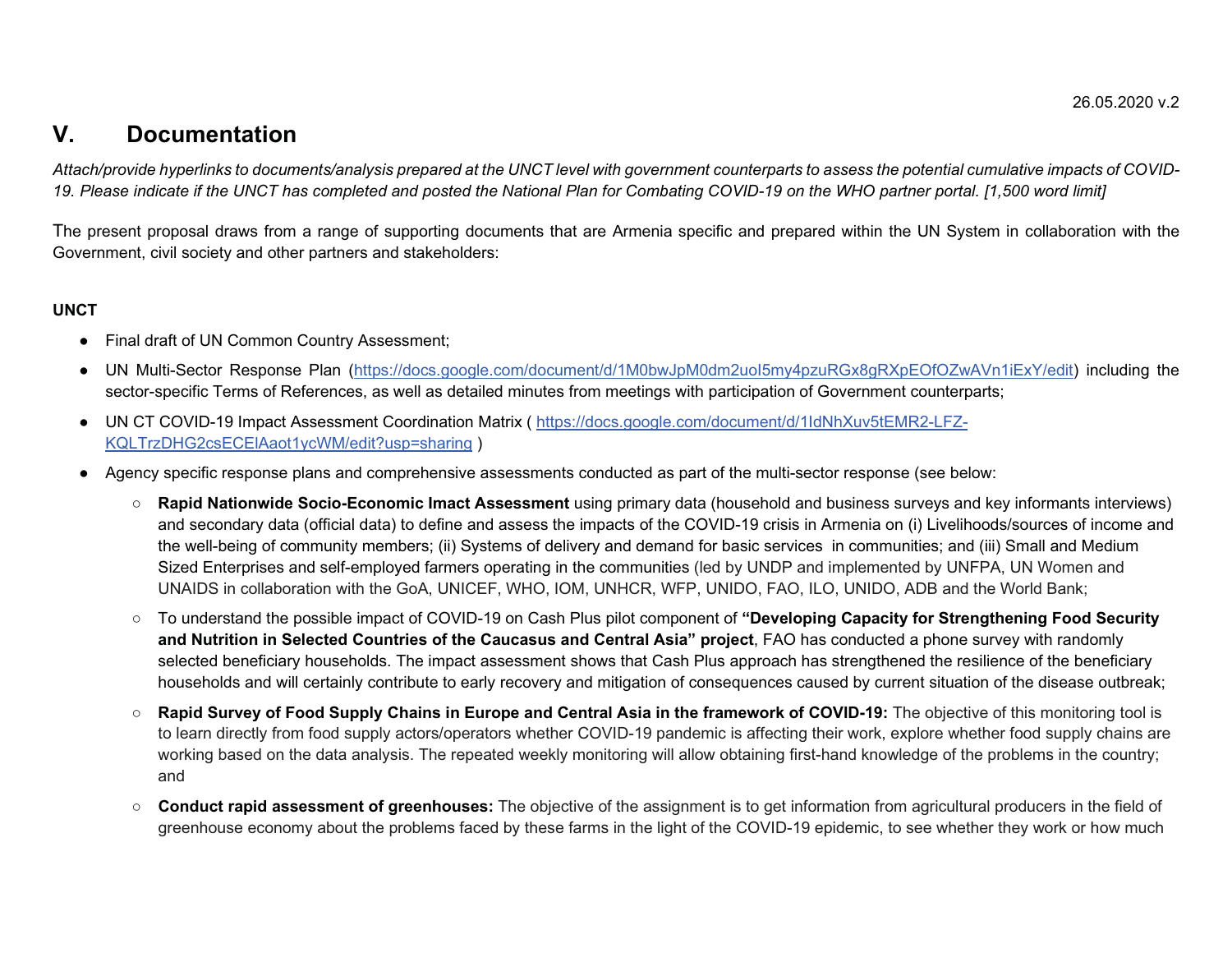26.05.2020 v.2

## V. Documentation

*Attach/provide hyperlinks to documents/analysis prepared at the UNCT level with government counterparts to assess the potential cumulative impacts of COVID-19. Please indicate if the UNCT has completed and posted the National Plan for Combating COVID-19 on the WHO partner portal. [1,500 word limit]*

The present proposal draws from a range of supporting documents that are Armenia specific and prepared within the UN System in collaboration with the Government, civil society and other partners and stakeholders:

**UNCT**

- Final draft of UN Common Country Assessment;
- UN Multi-Sector Response Plan (https://docs.google.com/document/d/1M0bwJpM0dm2uoI5my4pzuRGx8gRXpEOfOZwAVn1iExY/edit) including the sector-specific Terms of References, as well as detailed minutes from meetings with participation of Government counterparts;
- UN CT COVID-19 Impact Assessment Coordination Matrix ( https://docs.google.com/document/d/1IdNhXuv5tEMR2-LFZ-KQLTrzDHG2csECElAaot1ycWM/edit?usp=sharing )
- Agency specific response plans and comprehensive assessments conducted as part of the multi-sector response (see below:
  - **Rapid Nationwide Socio-Economic Imact Assessment** using primary data (household and business surveys and key informants interviews) and secondary data (official data) to define and assess the impacts of the COVID-19 crisis in Armenia on (i) Livelihoods/sources of income and the well-being of community members; (ii) Systems of delivery and demand for basic services in communities; and (iii) Small and Medium Sized Enterprises and self-employed farmers operating in the communities (led by UNDP and implemented by UNFPA, UN Women and UNAIDS in collaboration with the GoA, UNICEF, WHO, IOM, UNHCR, WFP, UNIDO, FAO, ILO, UNIDO, ADB and the World Bank;
  - To understand the possible impact of COVID-19 on Cash Plus pilot component of **"Developing Capacity for Strengthening Food Security and Nutrition in Selected Countries of the Caucasus and Central Asia" project**, FAO has conducted a phone survey with randomly selected beneficiary households. The impact assessment shows that Cash Plus approach has strengthened the resilience of the beneficiary households and will certainly contribute to early recovery and mitigation of consequences caused by current situation of the disease outbreak;
  - **Rapid Survey of Food Supply Chains in Europe and Central Asia in the framework of COVID-19:** The objective of this monitoring tool is to learn directly from food supply actors/operators whether COVID-19 pandemic is affecting their work, explore whether food supply chains are working based on the data analysis. The repeated weekly monitoring will allow obtaining first-hand knowledge of the problems in the country; and
  - **Conduct rapid assessment of greenhouses:** The objective of the assignment is to get information from agricultural producers in the field of greenhouse economy about the problems faced by these farms in the light of the COVID-19 epidemic, to see whether they work or how much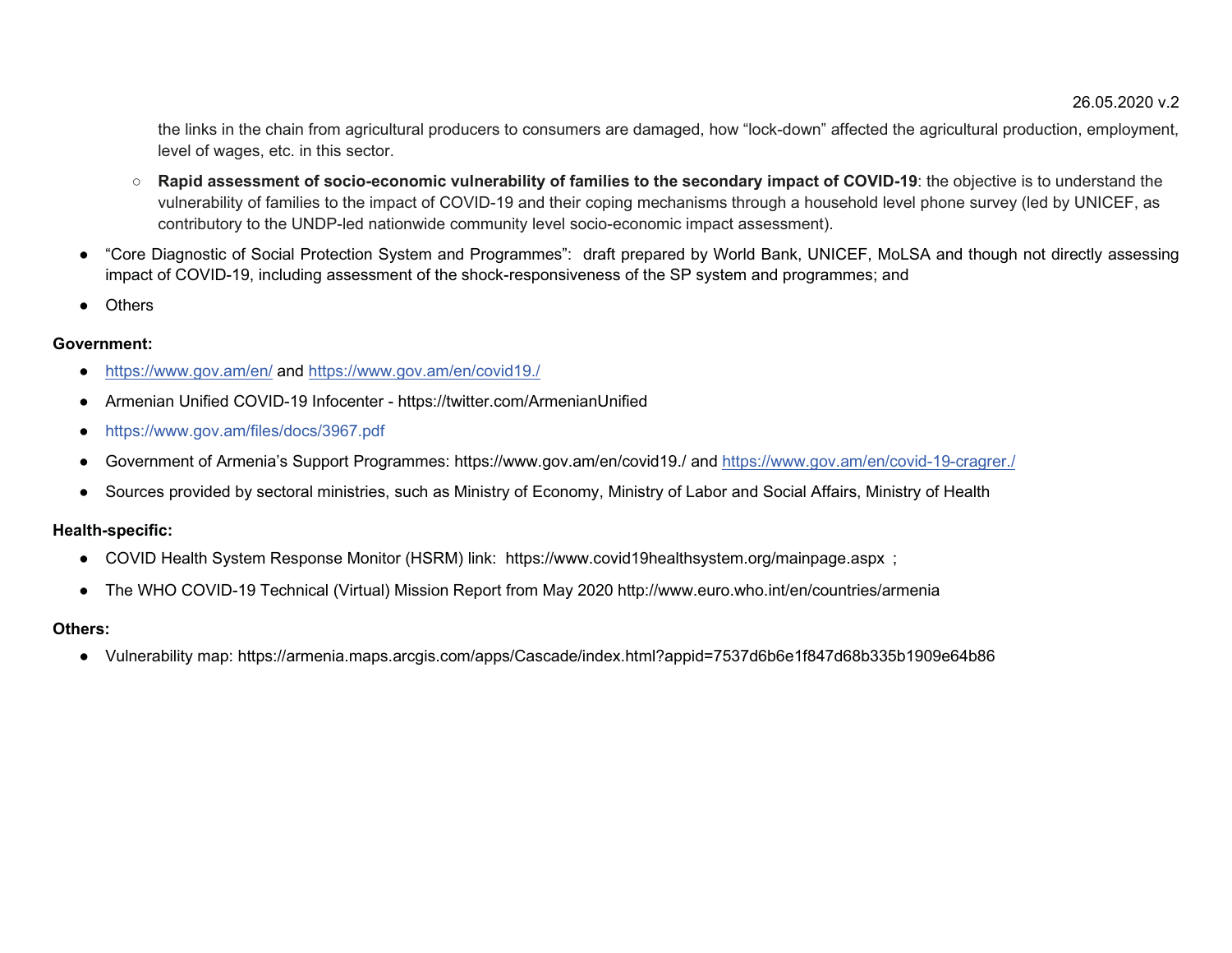the links in the chain from agricultural producers to consumers are damaged, how "lock-down" affected the agricultural production, employment, level of wages, etc. in this sector.

    - **Rapid assessment of socio-economic vulnerability of families to the secondary impact of COVID-19**: the objective is to understand the vulnerability of families to the impact of COVID-19 and their coping mechanisms through a household level phone survey (led by UNICEF, as contributory to the UNDP-led nationwide community level socio-economic impact assessment).

- "Core Diagnostic of Social Protection System and Programmes": draft prepared by World Bank, UNICEF, MoLSA and though not directly assessing impact of COVID-19, including assessment of the shock-responsiveness of the SP system and programmes; and
- Others

**Government:**

- https://www.gov.am/en/ and https://www.gov.am/en/covid19./
- Armenian Unified COVID-19 Infocenter - https://twitter.com/ArmenianUnified
- https://www.gov.am/files/docs/3967.pdf
- Government of Armenia's Support Programmes: https://www.gov.am/en/covid19./ and https://www.gov.am/en/covid-19-cragrer./
- Sources provided by sectoral ministries, such as Ministry of Economy, Ministry of Labor and Social Affairs, Ministry of Health

**Health-specific:**

- COVID Health System Response Monitor (HSRM) link: https://www.covid19healthsystem.org/mainpage.aspx ;
- The WHO COVID-19 Technical (Virtual) Mission Report from May 2020 http://www.euro.who.int/en/countries/armenia

**Others:**

- Vulnerability map: https://armenia.maps.arcgis.com/apps/Cascade/index.html?appid=7537d6b6e1f847d68b335b1909e64b86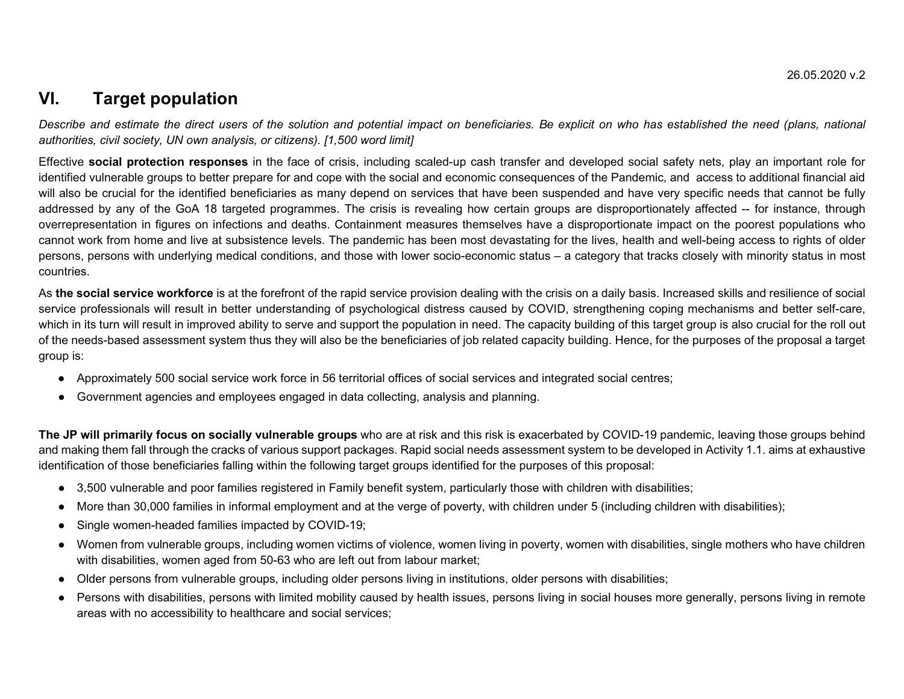## VI. Target population

*Describe and estimate the direct users of the solution and potential impact on beneficiaries. Be explicit on who has established the need (plans, national authorities, civil society, UN own analysis, or citizens). [1,500 word limit]*

Effective **social protection responses** in the face of crisis, including scaled-up cash transfer and developed social safety nets, play an important role for identified vulnerable groups to better prepare for and cope with the social and economic consequences of the Pandemic, and access to additional financial aid will also be crucial for the identified beneficiaries as many depend on services that have been suspended and have very specific needs that cannot be fully addressed by any of the GoA 18 targeted programmes. The crisis is revealing how certain groups are disproportionately affected -- for instance, through overrepresentation in figures on infections and deaths. Containment measures themselves have a disproportionate impact on the poorest populations who cannot work from home and live at subsistence levels. The pandemic has been most devastating for the lives, health and well-being access to rights of older persons, persons with underlying medical conditions, and those with lower socio-economic status – a category that tracks closely with minority status in most countries.

As **the social service workforce** is at the forefront of the rapid service provision dealing with the crisis on a daily basis. Increased skills and resilience of social service professionals will result in better understanding of psychological distress caused by COVID, strengthening coping mechanisms and better self-care, which in its turn will result in improved ability to serve and support the population in need. The capacity building of this target group is also crucial for the roll out of the needs-based assessment system thus they will also be the beneficiaries of job related capacity building. Hence, for the purposes of the proposal a target group is:

- Approximately 500 social service work force in 56 territorial offices of social services and integrated social centres;
- Government agencies and employees engaged in data collecting, analysis and planning.

**The JP will primarily focus on socially vulnerable groups** who are at risk and this risk is exacerbated by COVID-19 pandemic, leaving those groups behind and making them fall through the cracks of various support packages. Rapid social needs assessment system to be developed in Activity 1.1. aims at exhaustive identification of those beneficiaries falling within the following target groups identified for the purposes of this proposal:

- 3,500 vulnerable and poor families registered in Family benefit system, particularly those with children with disabilities;
- More than 30,000 families in informal employment and at the verge of poverty, with children under 5 (including children with disabilities);
- Single women-headed families impacted by COVID-19;
- Women from vulnerable groups, including women victims of violence, women living in poverty, women with disabilities, single mothers who have children with disabilities, women aged from 50-63 who are left out from labour market;
- Older persons from vulnerable groups, including older persons living in institutions, older persons with disabilities;
- Persons with disabilities, persons with limited mobility caused by health issues, persons living in social houses more generally, persons living in remote areas with no accessibility to healthcare and social services;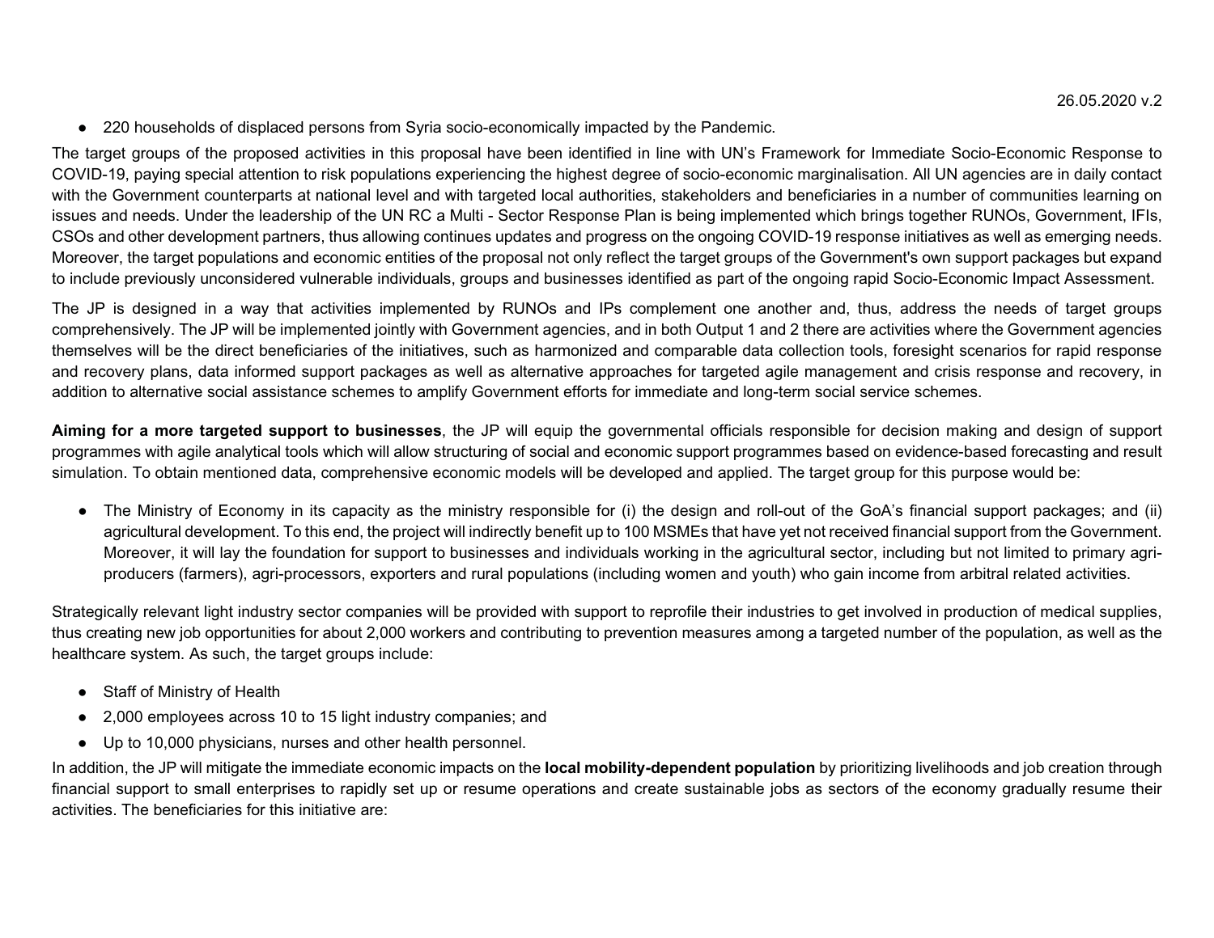- 220 households of displaced persons from Syria socio-economically impacted by the Pandemic.

The target groups of the proposed activities in this proposal have been identified in line with UN's Framework for Immediate Socio-Economic Response to COVID-19, paying special attention to risk populations experiencing the highest degree of socio-economic marginalisation. All UN agencies are in daily contact with the Government counterparts at national level and with targeted local authorities, stakeholders and beneficiaries in a number of communities learning on issues and needs. Under the leadership of the UN RC a Multi - Sector Response Plan is being implemented which brings together RUNOs, Government, IFIs, CSOs and other development partners, thus allowing continues updates and progress on the ongoing COVID-19 response initiatives as well as emerging needs. Moreover, the target populations and economic entities of the proposal not only reflect the target groups of the Government's own support packages but expand to include previously unconsidered vulnerable individuals, groups and businesses identified as part of the ongoing rapid Socio-Economic Impact Assessment.

The JP is designed in a way that activities implemented by RUNOs and IPs complement one another and, thus, address the needs of target groups comprehensively. The JP will be implemented jointly with Government agencies, and in both Output 1 and 2 there are activities where the Government agencies themselves will be the direct beneficiaries of the initiatives, such as harmonized and comparable data collection tools, foresight scenarios for rapid response and recovery plans, data informed support packages as well as alternative approaches for targeted agile management and crisis response and recovery, in addition to alternative social assistance schemes to amplify Government efforts for immediate and long-term social service schemes.

**Aiming for a more targeted support to businesses**, the JP will equip the governmental officials responsible for decision making and design of support programmes with agile analytical tools which will allow structuring of social and economic support programmes based on evidence-based forecasting and result simulation. To obtain mentioned data, comprehensive economic models will be developed and applied. The target group for this purpose would be:

- The Ministry of Economy in its capacity as the ministry responsible for (i) the design and roll-out of the GoA's financial support packages; and (ii) agricultural development. To this end, the project will indirectly benefit up to 100 MSMEs that have yet not received financial support from the Government. Moreover, it will lay the foundation for support to businesses and individuals working in the agricultural sector, including but not limited to primary agri-producers (farmers), agri-processors, exporters and rural populations (including women and youth) who gain income from arbitral related activities.

Strategically relevant light industry sector companies will be provided with support to reprofile their industries to get involved in production of medical supplies, thus creating new job opportunities for about 2,000 workers and contributing to prevention measures among a targeted number of the population, as well as the healthcare system. As such, the target groups include:

- Staff of Ministry of Health
- 2,000 employees across 10 to 15 light industry companies; and
- Up to 10,000 physicians, nurses and other health personnel.

In addition, the JP will mitigate the immediate economic impacts on the **local mobility-dependent population** by prioritizing livelihoods and job creation through financial support to small enterprises to rapidly set up or resume operations and create sustainable jobs as sectors of the economy gradually resume their activities. The beneficiaries for this initiative are: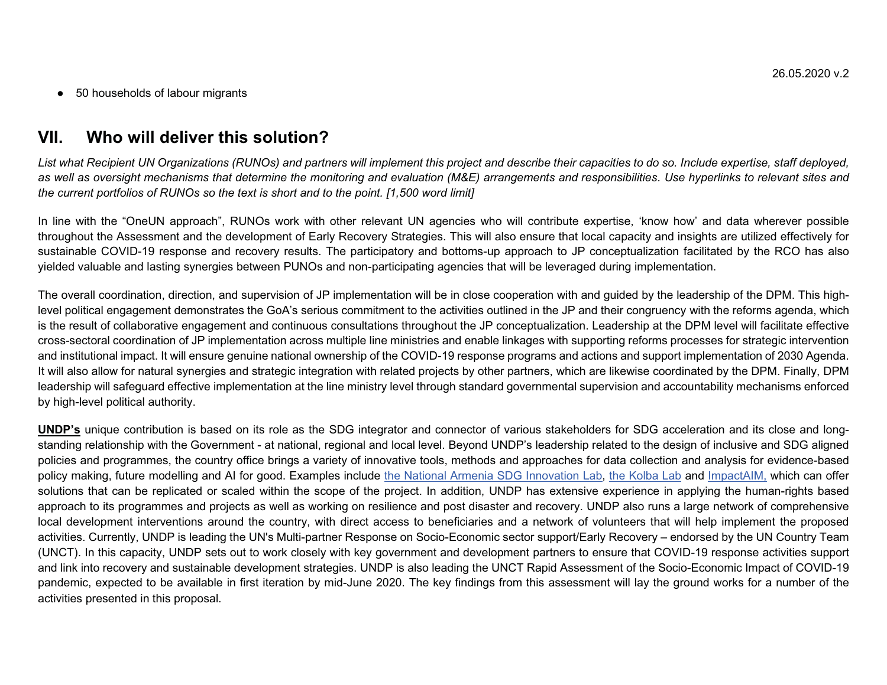- 50 households of labour migrants

## VII. Who will deliver this solution?

*List what Recipient UN Organizations (RUNOs) and partners will implement this project and describe their capacities to do so. Include expertise, staff deployed, as well as oversight mechanisms that determine the monitoring and evaluation (M&E) arrangements and responsibilities. Use hyperlinks to relevant sites and the current portfolios of RUNOs so the text is short and to the point. [1,500 word limit]*

In line with the "OneUN approach", RUNOs work with other relevant UN agencies who will contribute expertise, 'know how' and data wherever possible throughout the Assessment and the development of Early Recovery Strategies. This will also ensure that local capacity and insights are utilized effectively for sustainable COVID-19 response and recovery results. The participatory and bottoms-up approach to JP conceptualization facilitated by the RCO has also yielded valuable and lasting synergies between PUNOs and non-participating agencies that will be leveraged during implementation.

The overall coordination, direction, and supervision of JP implementation will be in close cooperation with and guided by the leadership of the DPM. This high-level political engagement demonstrates the GoA's serious commitment to the activities outlined in the JP and their congruency with the reforms agenda, which is the result of collaborative engagement and continuous consultations throughout the JP conceptualization. Leadership at the DPM level will facilitate effective cross-sectoral coordination of JP implementation across multiple line ministries and enable linkages with supporting reforms processes for strategic intervention and institutional impact. It will ensure genuine national ownership of the COVID-19 response programs and actions and support implementation of 2030 Agenda. It will also allow for natural synergies and strategic integration with related projects by other partners, which are likewise coordinated by the DPM. Finally, DPM leadership will safeguard effective implementation at the line ministry level through standard governmental supervision and accountability mechanisms enforced by high-level political authority.

**UNDP's** unique contribution is based on its role as the SDG integrator and connector of various stakeholders for SDG acceleration and its close and long-standing relationship with the Government - at national, regional and local level. Beyond UNDP's leadership related to the design of inclusive and SDG aligned policies and programmes, the country office brings a variety of innovative tools, methods and approaches for data collection and analysis for evidence-based policy making, future modelling and AI for good. Examples include the National Armenia SDG Innovation Lab, the Kolba Lab and ImpactAIM, which can offer solutions that can be replicated or scaled within the scope of the project. In addition, UNDP has extensive experience in applying the human-rights based approach to its programmes and projects as well as working on resilience and post disaster and recovery. UNDP also runs a large network of comprehensive local development interventions around the country, with direct access to beneficiaries and a network of volunteers that will help implement the proposed activities. Currently, UNDP is leading the UN's Multi-partner Response on Socio-Economic sector support/Early Recovery – endorsed by the UN Country Team (UNCT). In this capacity, UNDP sets out to work closely with key government and development partners to ensure that COVID-19 response activities support and link into recovery and sustainable development strategies. UNDP is also leading the UNCT Rapid Assessment of the Socio-Economic Impact of COVID-19 pandemic, expected to be available in first iteration by mid-June 2020. The key findings from this assessment will lay the ground works for a number of the activities presented in this proposal.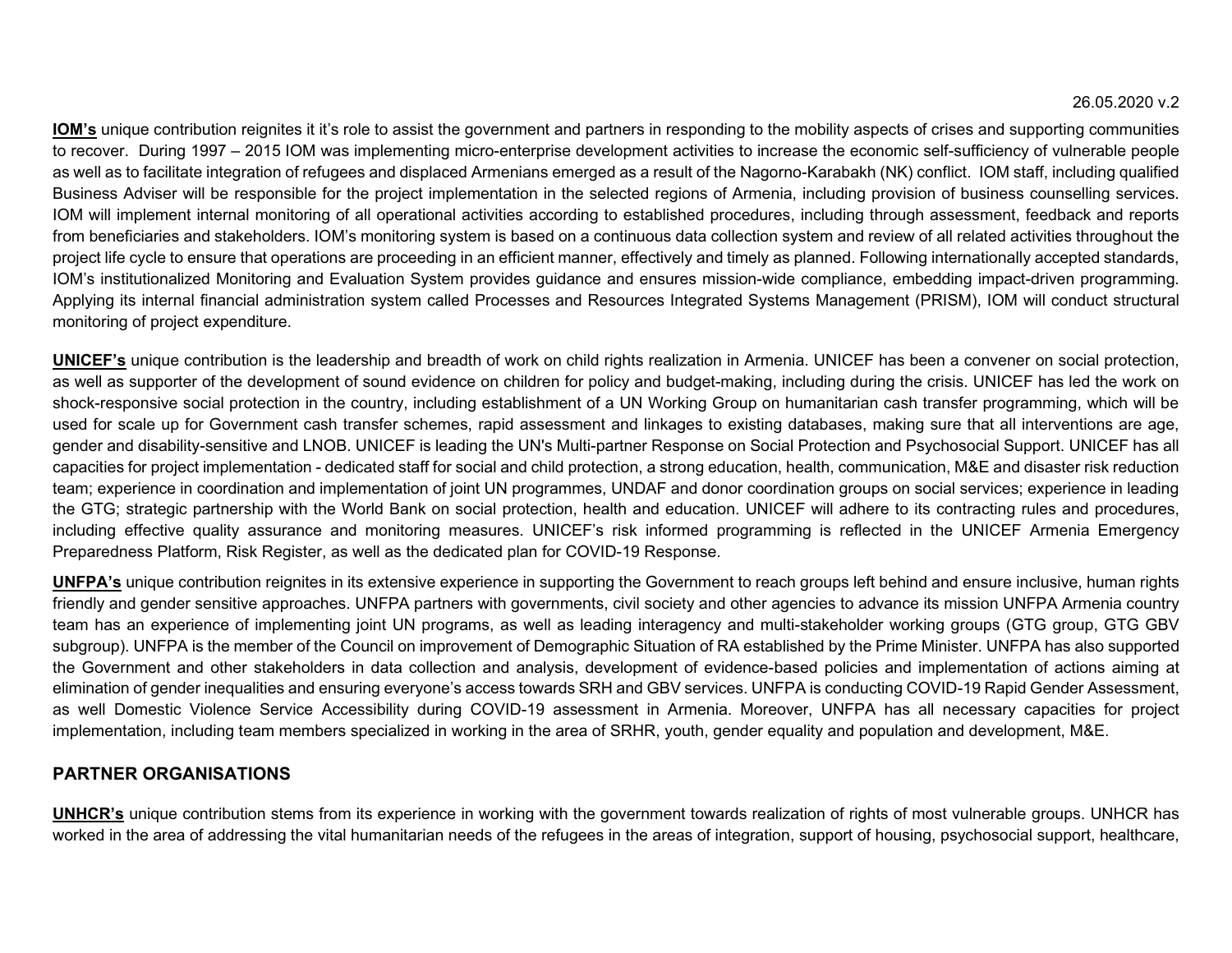**IOM's** unique contribution reignites it it's role to assist the government and partners in responding to the mobility aspects of crises and supporting communities to recover. During 1997 – 2015 IOM was implementing micro-enterprise development activities to increase the economic self-sufficiency of vulnerable people as well as to facilitate integration of refugees and displaced Armenians emerged as a result of the Nagorno-Karabakh (NK) conflict. IOM staff, including qualified Business Adviser will be responsible for the project implementation in the selected regions of Armenia, including provision of business counselling services. IOM will implement internal monitoring of all operational activities according to established procedures, including through assessment, feedback and reports from beneficiaries and stakeholders. IOM's monitoring system is based on a continuous data collection system and review of all related activities throughout the project life cycle to ensure that operations are proceeding in an efficient manner, effectively and timely as planned. Following internationally accepted standards, IOM's institutionalized Monitoring and Evaluation System provides guidance and ensures mission-wide compliance, embedding impact-driven programming. Applying its internal financial administration system called Processes and Resources Integrated Systems Management (PRISM), IOM will conduct structural monitoring of project expenditure.

**UNICEF's** unique contribution is the leadership and breadth of work on child rights realization in Armenia. UNICEF has been a convener on social protection, as well as supporter of the development of sound evidence on children for policy and budget-making, including during the crisis. UNICEF has led the work on shock-responsive social protection in the country, including establishment of a UN Working Group on humanitarian cash transfer programming, which will be used for scale up for Government cash transfer schemes, rapid assessment and linkages to existing databases, making sure that all interventions are age, gender and disability-sensitive and LNOB. UNICEF is leading the UN's Multi-partner Response on Social Protection and Psychosocial Support. UNICEF has all capacities for project implementation - dedicated staff for social and child protection, a strong education, health, communication, M&E and disaster risk reduction team; experience in coordination and implementation of joint UN programmes, UNDAF and donor coordination groups on social services; experience in leading the GTG; strategic partnership with the World Bank on social protection, health and education. UNICEF will adhere to its contracting rules and procedures, including effective quality assurance and monitoring measures. UNICEF's risk informed programming is reflected in the UNICEF Armenia Emergency Preparedness Platform, Risk Register, as well as the dedicated plan for COVID-19 Response.

**UNFPA's** unique contribution reignites in its extensive experience in supporting the Government to reach groups left behind and ensure inclusive, human rights friendly and gender sensitive approaches. UNFPA partners with governments, civil society and other agencies to advance its mission UNFPA Armenia country team has an experience of implementing joint UN programs, as well as leading interagency and multi-stakeholder working groups (GTG group, GTG GBV subgroup). UNFPA is the member of the Council on improvement of Demographic Situation of RA established by the Prime Minister. UNFPA has also supported the Government and other stakeholders in data collection and analysis, development of evidence-based policies and implementation of actions aiming at elimination of gender inequalities and ensuring everyone's access towards SRH and GBV services. UNFPA is conducting COVID-19 Rapid Gender Assessment, as well Domestic Violence Service Accessibility during COVID-19 assessment in Armenia. Moreover, UNFPA has all necessary capacities for project implementation, including team members specialized in working in the area of SRHR, youth, gender equality and population and development, M&E.

## PARTNER ORGANISATIONS

**UNHCR's** unique contribution stems from its experience in working with the government towards realization of rights of most vulnerable groups. UNHCR has worked in the area of addressing the vital humanitarian needs of the refugees in the areas of integration, support of housing, psychosocial support, healthcare,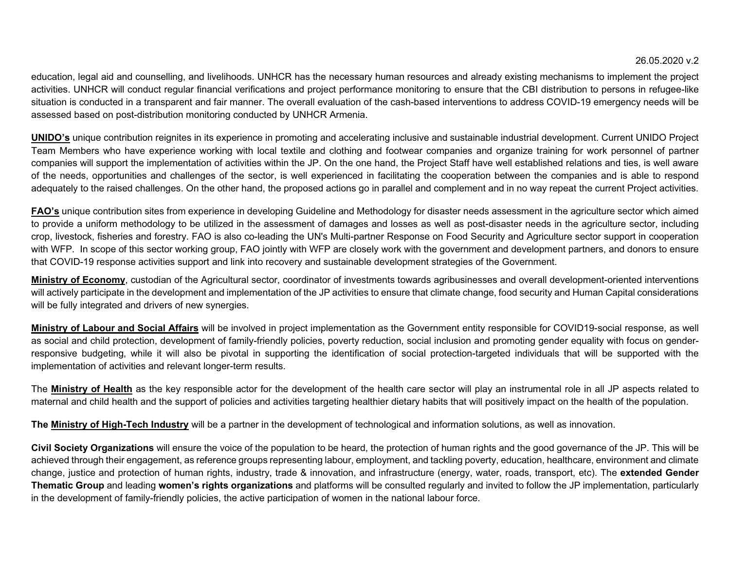education, legal aid and counselling, and livelihoods. UNHCR has the necessary human resources and already existing mechanisms to implement the project activities. UNHCR will conduct regular financial verifications and project performance monitoring to ensure that the CBI distribution to persons in refugee-like situation is conducted in a transparent and fair manner. The overall evaluation of the cash-based interventions to address COVID-19 emergency needs will be assessed based on post-distribution monitoring conducted by UNHCR Armenia.

**UNIDO's** unique contribution reignites in its experience in promoting and accelerating inclusive and sustainable industrial development. Current UNIDO Project Team Members who have experience working with local textile and clothing and footwear companies and organize training for work personnel of partner companies will support the implementation of activities within the JP. On the one hand, the Project Staff have well established relations and ties, is well aware of the needs, opportunities and challenges of the sector, is well experienced in facilitating the cooperation between the companies and is able to respond adequately to the raised challenges. On the other hand, the proposed actions go in parallel and complement and in no way repeat the current Project activities.

**FAO's** unique contribution sites from experience in developing Guideline and Methodology for disaster needs assessment in the agriculture sector which aimed to provide a uniform methodology to be utilized in the assessment of damages and losses as well as post-disaster needs in the agriculture sector, including crop, livestock, fisheries and forestry. FAO is also co-leading the UN's Multi-partner Response on Food Security and Agriculture sector support in cooperation with WFP. In scope of this sector working group, FAO jointly with WFP are closely work with the government and development partners, and donors to ensure that COVID-19 response activities support and link into recovery and sustainable development strategies of the Government.

**Ministry of Economy**, custodian of the Agricultural sector, coordinator of investments towards agribusinesses and overall development-oriented interventions will actively participate in the development and implementation of the JP activities to ensure that climate change, food security and Human Capital considerations will be fully integrated and drivers of new synergies.

**Ministry of Labour and Social Affairs** will be involved in project implementation as the Government entity responsible for COVID19-social response, as well as social and child protection, development of family-friendly policies, poverty reduction, social inclusion and promoting gender equality with focus on gender-responsive budgeting, while it will also be pivotal in supporting the identification of social protection-targeted individuals that will be supported with the implementation of activities and relevant longer-term results.

The **Ministry of Health** as the key responsible actor for the development of the health care sector will play an instrumental role in all JP aspects related to maternal and child health and the support of policies and activities targeting healthier dietary habits that will positively impact on the health of the population.

**The Ministry of High-Tech Industry** will be a partner in the development of technological and information solutions, as well as innovation.

**Civil Society Organizations** will ensure the voice of the population to be heard, the protection of human rights and the good governance of the JP. This will be achieved through their engagement, as reference groups representing labour, employment, and tackling poverty, education, healthcare, environment and climate change, justice and protection of human rights, industry, trade & innovation, and infrastructure (energy, water, roads, transport, etc). The **extended Gender Thematic Group** and leading **women's rights organizations** and platforms will be consulted regularly and invited to follow the JP implementation, particularly in the development of family-friendly policies, the active participation of women in the national labour force.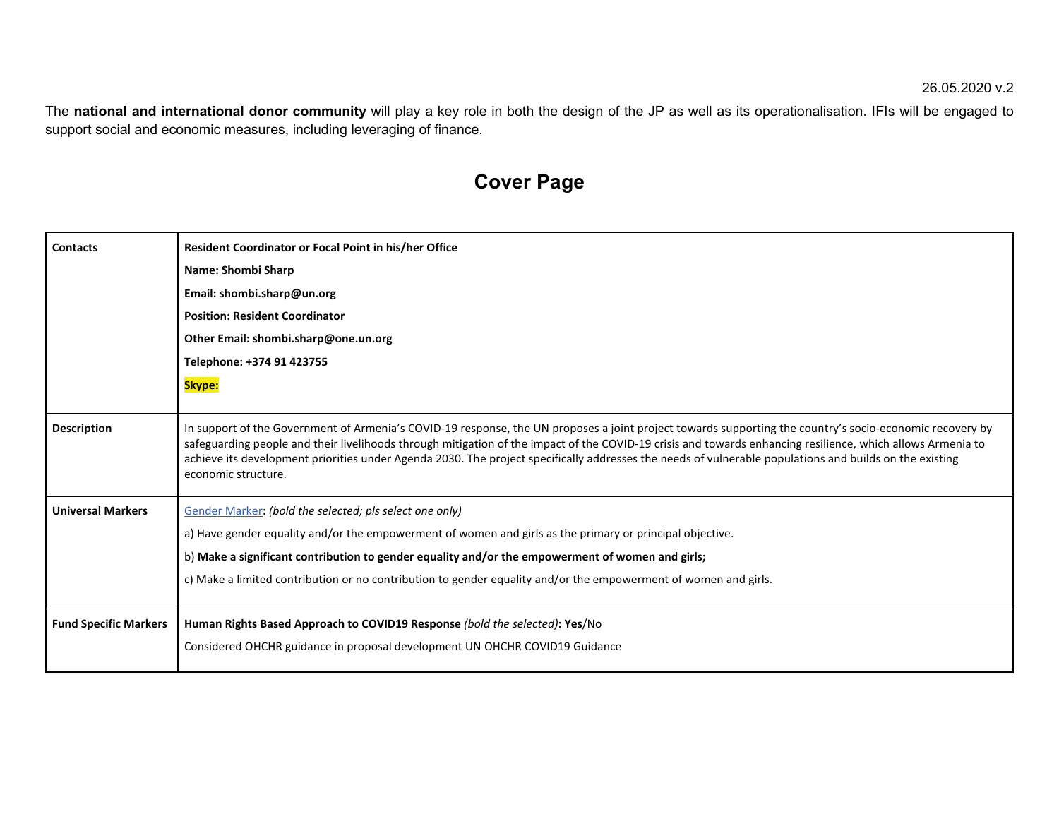26.05.2020 v.2

The **national and international donor community** will play a key role in both the design of the JP as well as its operationalisation. IFIs will be engaged to support social and economic measures, including leveraging of finance.

# Cover Page

| **Contacts** | **Resident Coordinator or Focal Point in his/her Office**<br>**Name: Shombi Sharp**<br>**Email: shombi.sharp@un.org**<br>**Position: Resident Coordinator**<br>**Other Email: shombi.sharp@one.un.org**<br>**Telephone: +374 91 423755**<br>**Skype:** |
|---|---|
| **Description** | In support of the Government of Armenia's COVID-19 response, the UN proposes a joint project towards supporting the country's socio-economic recovery by safeguarding people and their livelihoods through mitigation of the impact of the COVID-19 crisis and towards enhancing resilience, which allows Armenia to achieve its development priorities under Agenda 2030. The project specifically addresses the needs of vulnerable populations and builds on the existing economic structure. |
| **Universal Markers** | Gender Marker**:** *(bold the selected; pls select one only)*<br>a) Have gender equality and/or the empowerment of women and girls as the primary or principal objective.<br>b) **Make a significant contribution to gender equality and/or the empowerment of women and girls;**<br>c) Make a limited contribution or no contribution to gender equality and/or the empowerment of women and girls. |
| **Fund Specific Markers** | **Human Rights Based Approach to COVID19 Response** *(bold the selected)***: Yes**/No<br>Considered OHCHR guidance in proposal development UN OHCHR COVID19 Guidance |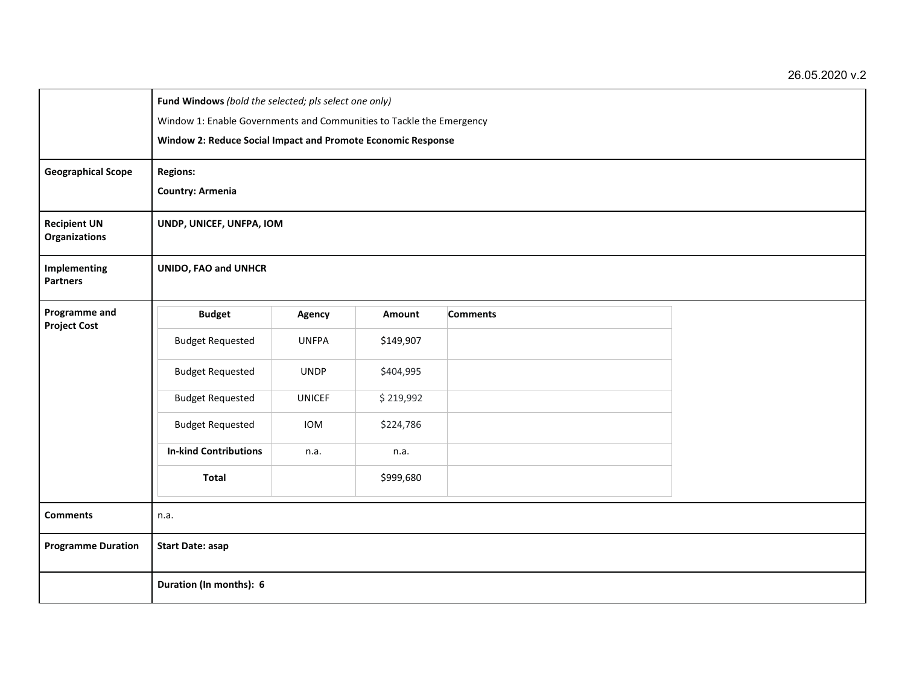26.05.2020 v.2

| | |
|---|---|
| | **Fund Windows** *(bold the selected; pls select one only)*<br>Window 1: Enable Governments and Communities to Tackle the Emergency<br>**Window 2: Reduce Social Impact and Promote Economic Response** |
| **Geographical Scope** | **Regions:**<br>**Country: Armenia** |
| **Recipient UN Organizations** | **UNDP, UNICEF, UNFPA, IOM** |
| **Implementing Partners** | **UNIDO, FAO and UNHCR** |
| **Programme and Project Cost** | (see table below) |
| **Comments** | n.a. |
| **Programme Duration** | **Start Date: asap** |
| | **Duration (In months): 6** |

| **Budget** | **Agency** | **Amount** | **Comments** |
|---|---|---|---|
| Budget Requested | UNFPA | $149,907 | |
| Budget Requested | UNDP | $404,995 | |
| Budget Requested | UNICEF | $ 219,992 | |
| Budget Requested | IOM | $224,786 | |
| **In-kind Contributions** | n.a. | n.a. | |
| **Total** | | $999,680 | |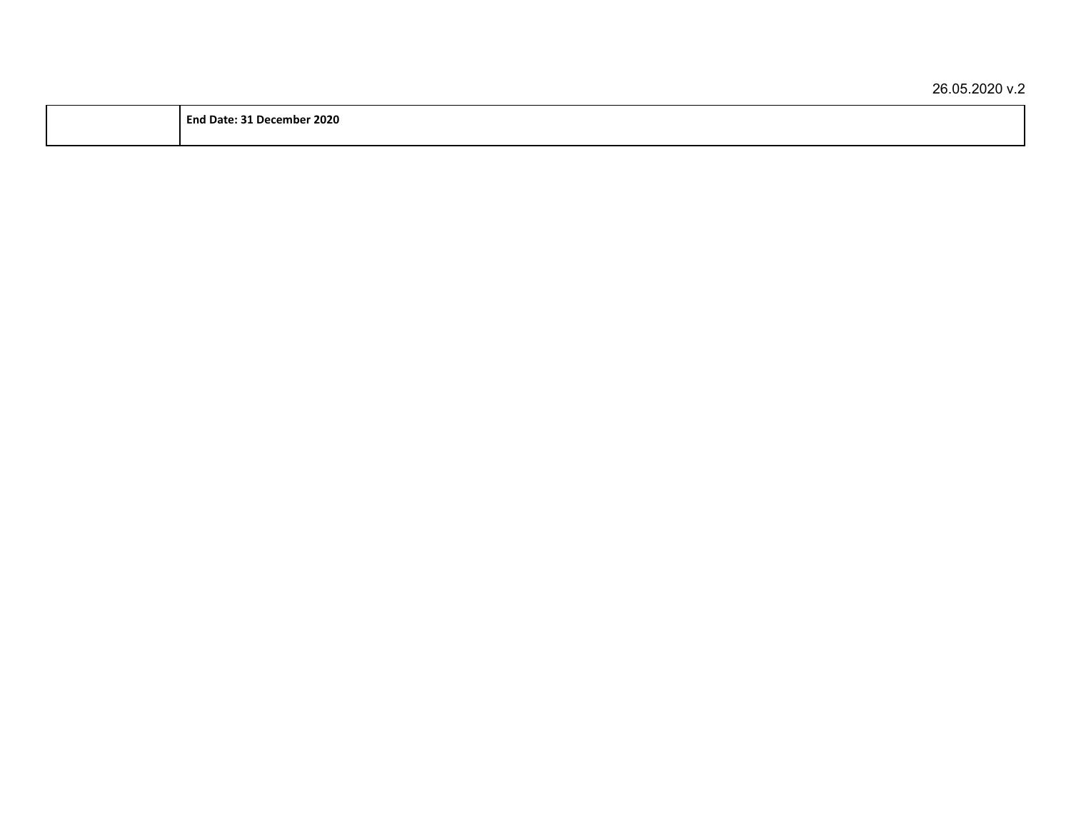| | **End Date: 31 December 2020** |
|---|---|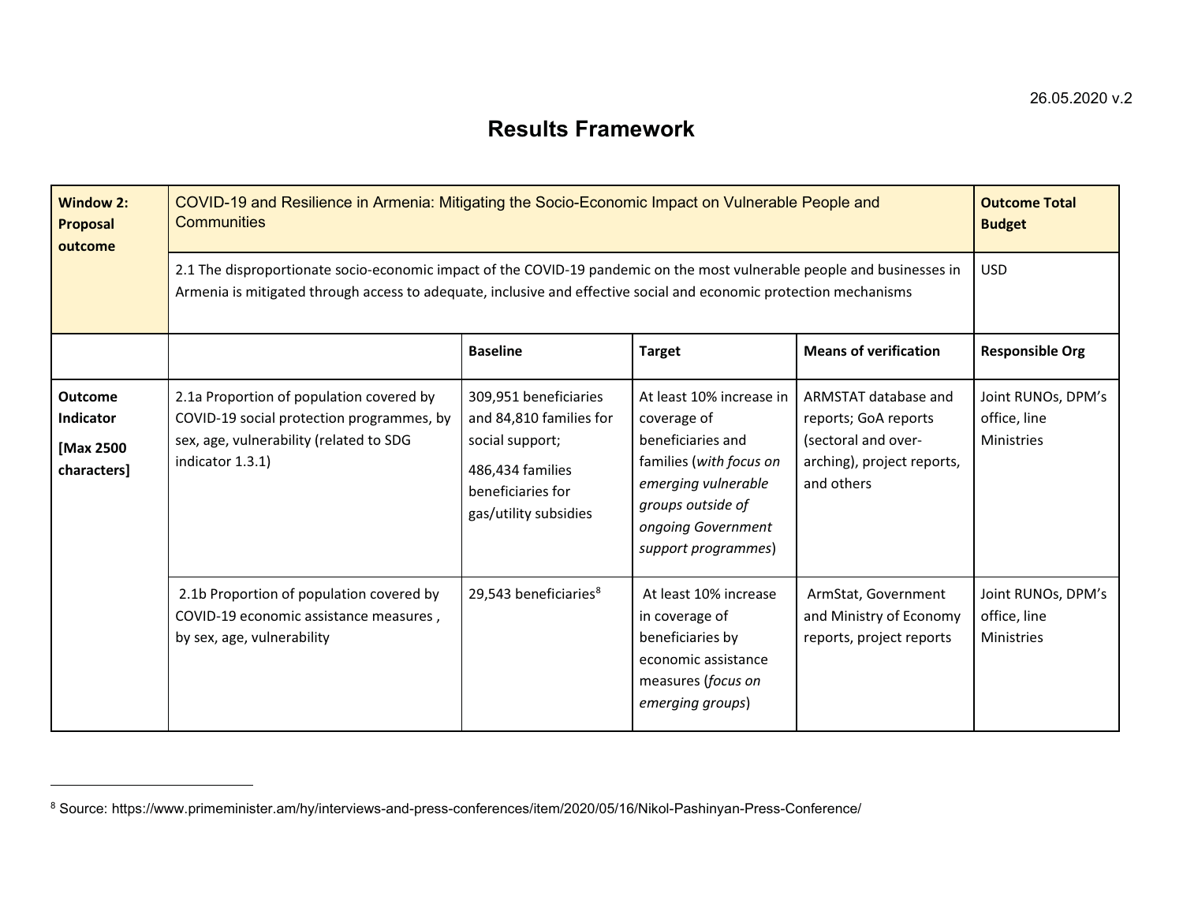26.05.2020 v.2

# Results Framework

| **Window 2: Proposal outcome** | COVID-19 and Resilience in Armenia: Mitigating the Socio-Economic Impact on Vulnerable People and Communities | | | | **Outcome Total Budget** |
|---|---|---|---|---|---|
| | 2.1 The disproportionate socio-economic impact of the COVID-19 pandemic on the most vulnerable people and businesses in Armenia is mitigated through access to adequate, inclusive and effective social and economic protection mechanisms | | | | USD |
| | | **Baseline** | **Target** | **Means of verification** | **Responsible Org** |
| **Outcome Indicator [Max 2500 characters]** | 2.1a Proportion of population covered by COVID-19 social protection programmes, by sex, age, vulnerability (related to SDG indicator 1.3.1) | 309,951 beneficiaries and 84,810 families for social support; 486,434 families beneficiaries for gas/utility subsidies | At least 10% increase in coverage of beneficiaries and families (*with focus on emerging vulnerable groups outside of ongoing Government support programmes*) | ARMSTAT database and reports; GoA reports (sectoral and over-arching), project reports, and others | Joint RUNOs, DPM's office, line Ministries |
| | 2.1b Proportion of population covered by COVID-19 economic assistance measures , by sex, age, vulnerability | 29,543 beneficiaries[8] | At least 10% increase in coverage of beneficiaries by economic assistance measures (*focus on emerging groups*) | ArmStat, Government and Ministry of Economy reports, project reports | Joint RUNOs, DPM's office, line Ministries |

---

[8] Source: https://www.primeminister.am/hy/interviews-and-press-conferences/item/2020/05/16/Nikol-Pashinyan-Press-Conference/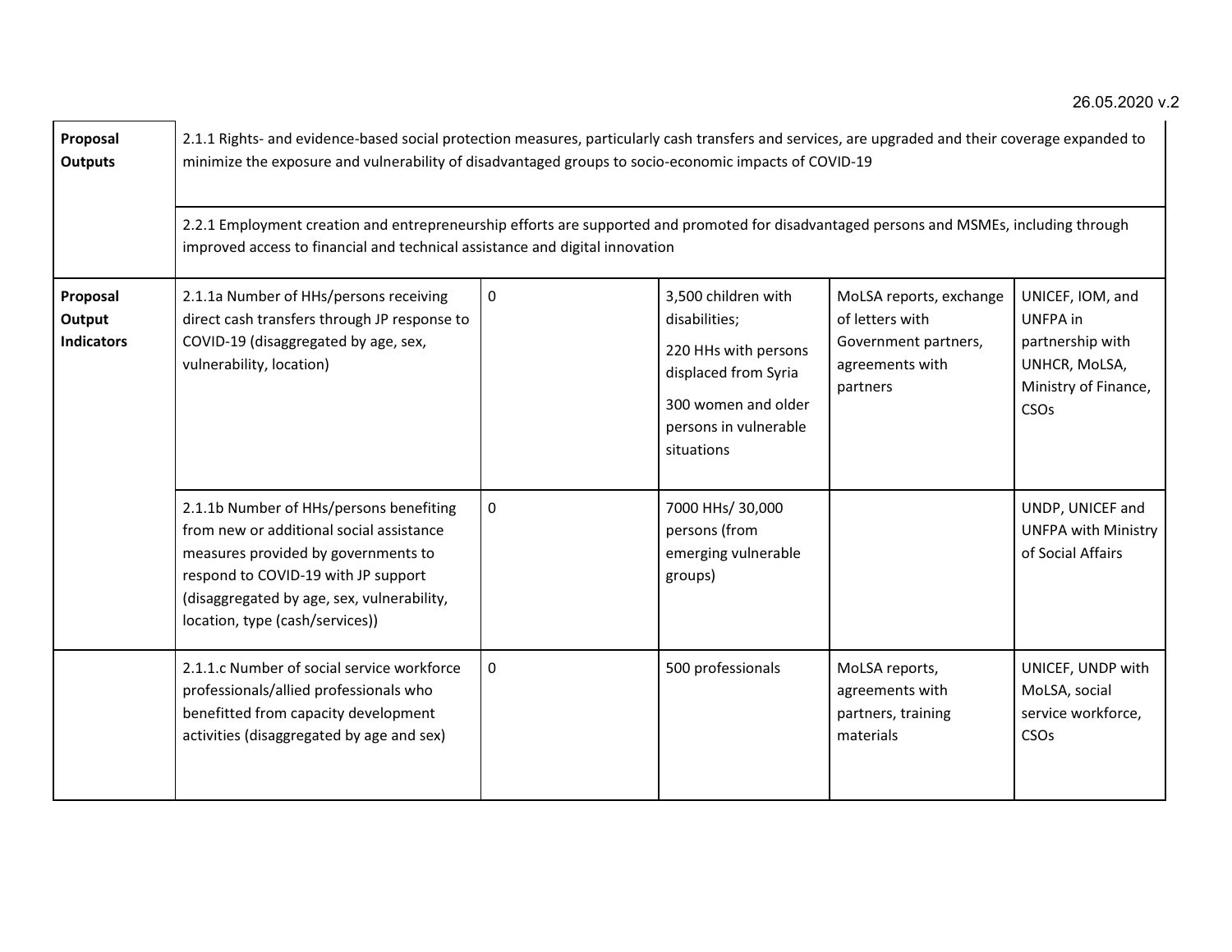| | | | | | |
|---|---|---|---|---|---|
| **Proposal Outputs** | 2.1.1 Rights- and evidence-based social protection measures, particularly cash transfers and services, are upgraded and their coverage expanded to minimize the exposure and vulnerability of disadvantaged groups to socio-economic impacts of COVID-19 | | | | |
| | 2.2.1 Employment creation and entrepreneurship efforts are supported and promoted for disadvantaged persons and MSMEs, including through improved access to financial and technical assistance and digital innovation | | | | |
| **Proposal Output Indicators** | 2.1.1a Number of HHs/persons receiving direct cash transfers through JP response to COVID-19 (disaggregated by age, sex, vulnerability, location) | 0 | 3,500 children with disabilities;<br><br>220 HHs with persons displaced from Syria<br><br>300 women and older persons in vulnerable situations | MoLSA reports, exchange of letters with Government partners, agreements with partners | UNICEF, IOM, and UNFPA in partnership with UNHCR, MoLSA, Ministry of Finance, CSOs |
| | 2.1.1b Number of HHs/persons benefiting from new or additional social assistance measures provided by governments to respond to COVID-19 with JP support (disaggregated by age, sex, vulnerability, location, type (cash/services)) | 0 | 7000 HHs/ 30,000 persons (from emerging vulnerable groups) | | UNDP, UNICEF and UNFPA with Ministry of Social Affairs |
| | 2.1.1.c Number of social service workforce professionals/allied professionals who benefitted from capacity development activities (disaggregated by age and sex) | 0 | 500 professionals | MoLSA reports, agreements with partners, training materials | UNICEF, UNDP with MoLSA, social service workforce, CSOs |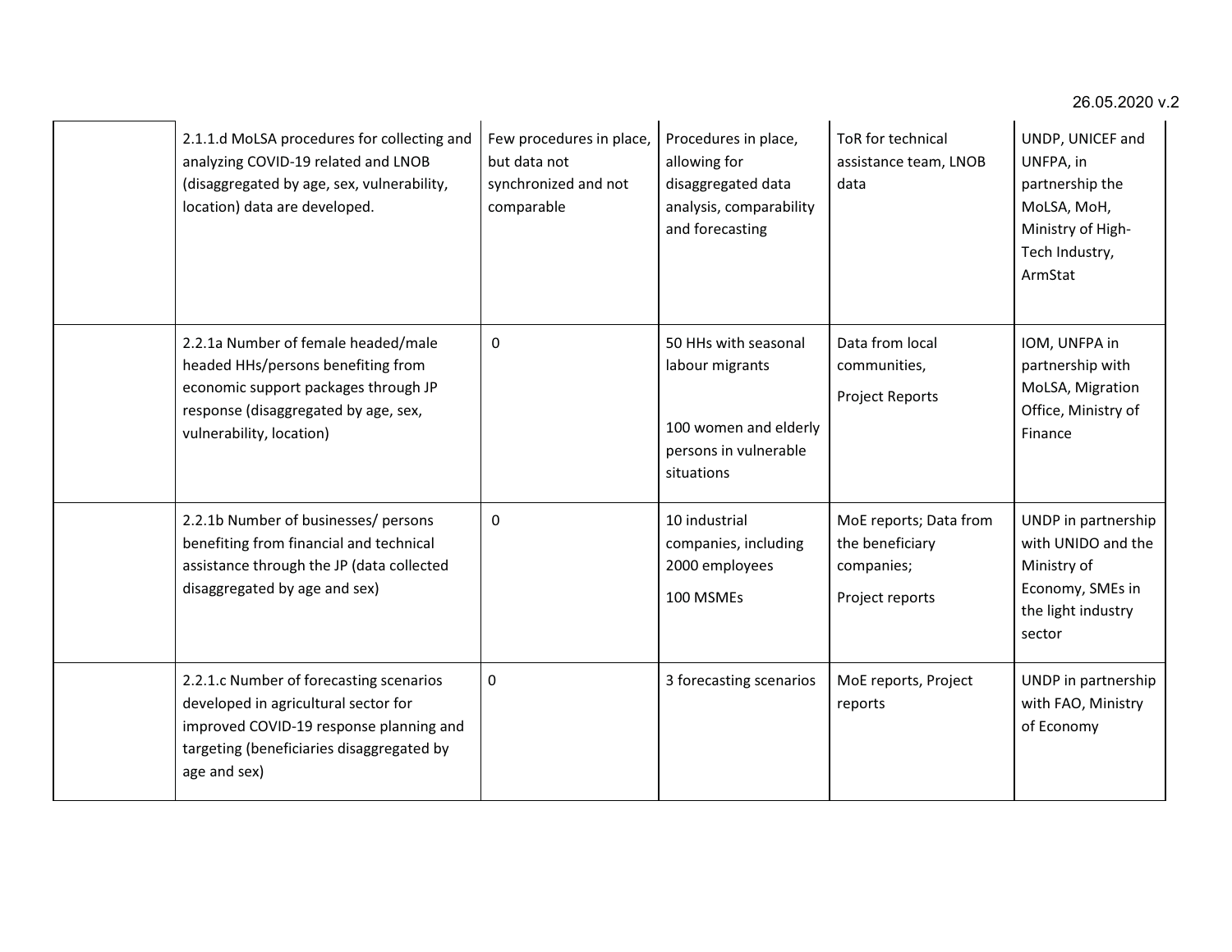| | | | | | |
|---|---|---|---|---|---|
| | 2.1.1.d MoLSA procedures for collecting and analyzing COVID-19 related and LNOB (disaggregated by age, sex, vulnerability, location) data are developed. | Few procedures in place, but data not synchronized and not comparable | Procedures in place, allowing for disaggregated data analysis, comparability and forecasting | ToR for technical assistance team, LNOB data | UNDP, UNICEF and UNFPA, in partnership the MoLSA, MoH, Ministry of High-Tech Industry, ArmStat |
| | 2.2.1a Number of female headed/male headed HHs/persons benefiting from economic support packages through JP response (disaggregated by age, sex, vulnerability, location) | 0 | 50 HHs with seasonal labour migrants<br><br>100 women and elderly persons in vulnerable situations | Data from local communities,<br><br>Project Reports | IOM, UNFPA in partnership with MoLSA, Migration Office, Ministry of Finance |
| | 2.2.1b Number of businesses/ persons benefiting from financial and technical assistance through the JP (data collected disaggregated by age and sex) | 0 | 10 industrial companies, including 2000 employees<br><br>100 MSMEs | MoE reports; Data from the beneficiary companies;<br><br>Project reports | UNDP in partnership with UNIDO and the Ministry of Economy, SMEs in the light industry sector |
| | 2.2.1.c Number of forecasting scenarios developed in agricultural sector for improved COVID-19 response planning and targeting (beneficiaries disaggregated by age and sex) | 0 | 3 forecasting scenarios | MoE reports, Project reports | UNDP in partnership with FAO, Ministry of Economy |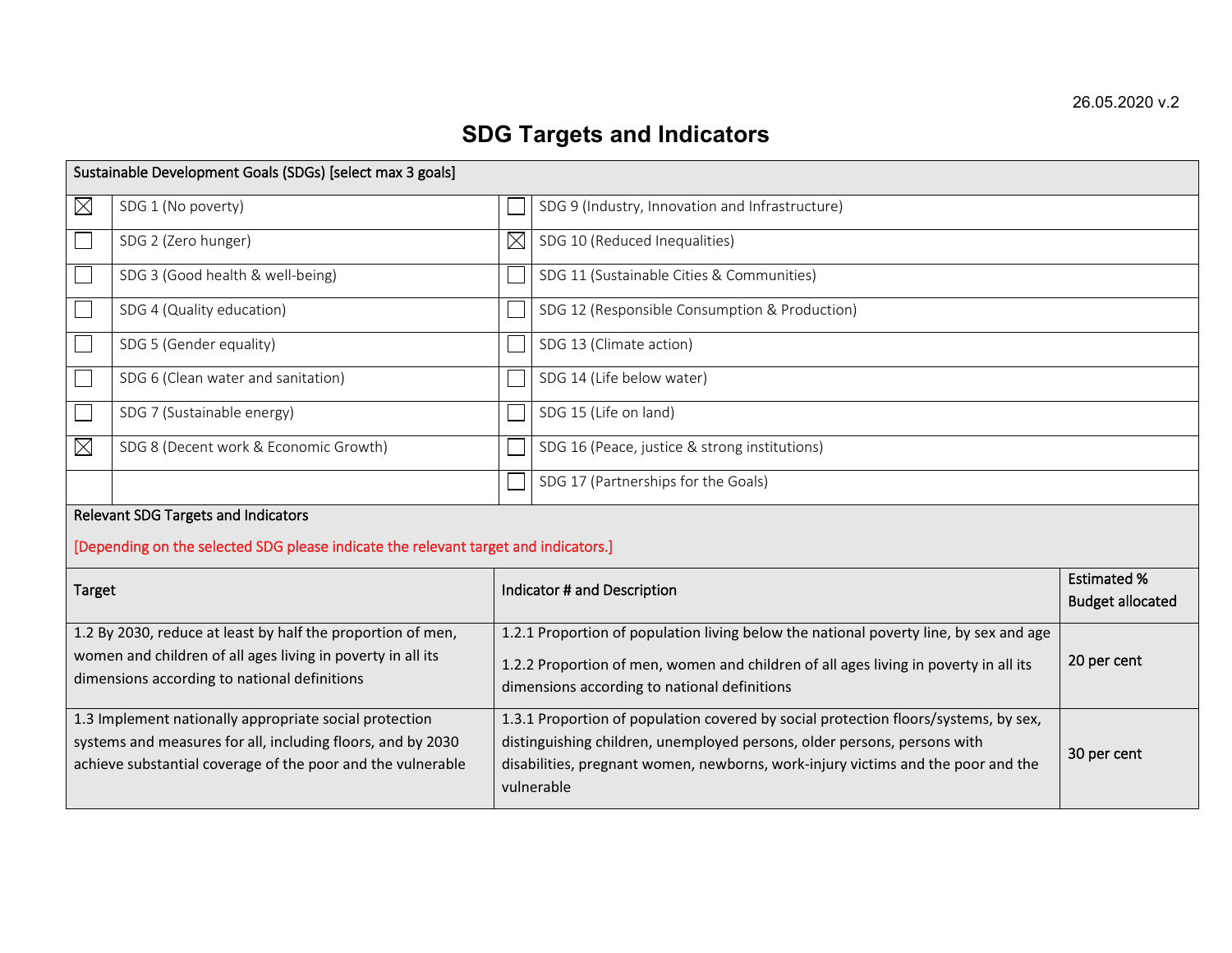26.05.2020 v.2

# SDG Targets and Indicators

| Sustainable Development Goals (SDGs) [select max 3 goals] | | | |
|---|---|---|---|
| ☒ | SDG 1 (No poverty) | ☐ | SDG 9 (Industry, Innovation and Infrastructure) |
| ☐ | SDG 2 (Zero hunger) | ☒ | SDG 10 (Reduced Inequalities) |
| ☐ | SDG 3 (Good health & well-being) | ☐ | SDG 11 (Sustainable Cities & Communities) |
| ☐ | SDG 4 (Quality education) | ☐ | SDG 12 (Responsible Consumption & Production) |
| ☐ | SDG 5 (Gender equality) | ☐ | SDG 13 (Climate action) |
| ☐ | SDG 6 (Clean water and sanitation) | ☐ | SDG 14 (Life below water) |
| ☐ | SDG 7 (Sustainable energy) | ☐ | SDG 15 (Life on land) |
| ☒ | SDG 8 (Decent work & Economic Growth) | ☐ | SDG 16 (Peace, justice & strong institutions) |
| | | ☐ | SDG 17 (Partnerships for the Goals) |

Relevant SDG Targets and Indicators

[Depending on the selected SDG please indicate the relevant target and indicators.]

| Target | Indicator # and Description | Estimated % Budget allocated |
|---|---|---|
| 1.2 By 2030, reduce at least by half the proportion of men, women and children of all ages living in poverty in all its dimensions according to national definitions | 1.2.1 Proportion of population living below the national poverty line, by sex and age<br><br>1.2.2 Proportion of men, women and children of all ages living in poverty in all its dimensions according to national definitions | 20 per cent |
| 1.3 Implement nationally appropriate social protection systems and measures for all, including floors, and by 2030 achieve substantial coverage of the poor and the vulnerable | 1.3.1 Proportion of population covered by social protection floors/systems, by sex, distinguishing children, unemployed persons, older persons, persons with disabilities, pregnant women, newborns, work-injury victims and the poor and the vulnerable | 30 per cent |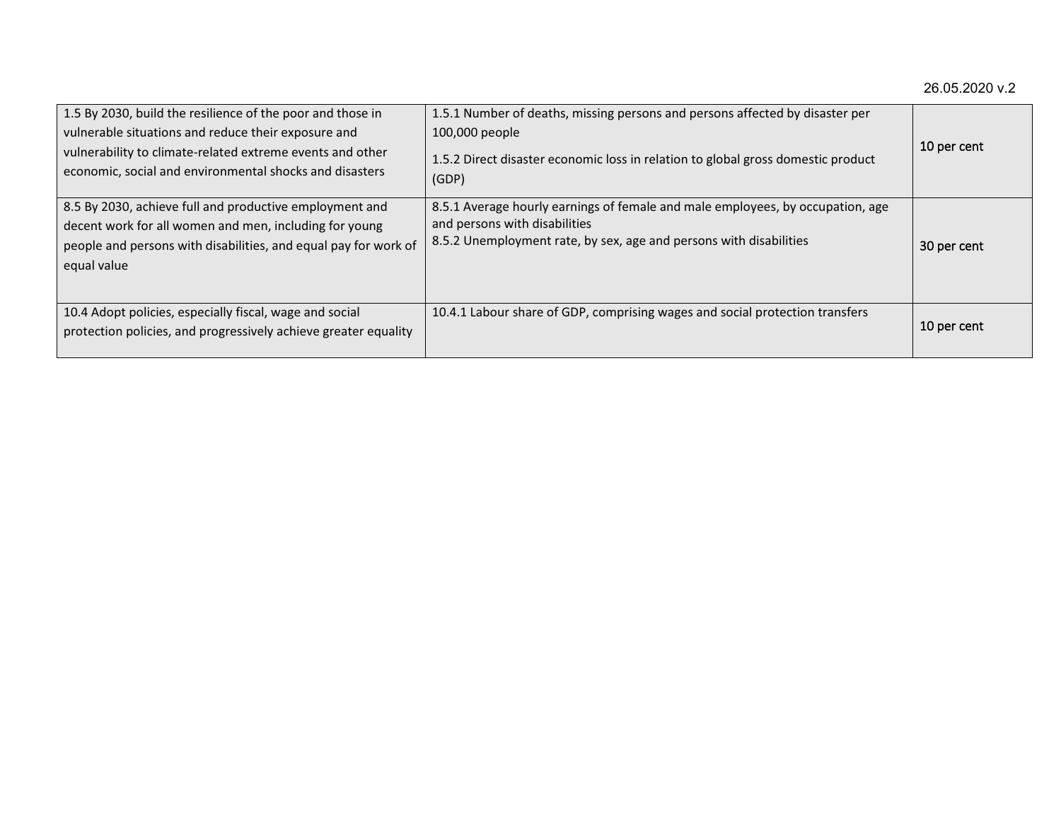| 1.5 By 2030, build the resilience of the poor and those in vulnerable situations and reduce their exposure and vulnerability to climate-related extreme events and other economic, social and environmental shocks and disasters | 1.5.1 Number of deaths, missing persons and persons affected by disaster per 100,000 people<br><br>1.5.2 Direct disaster economic loss in relation to global gross domestic product (GDP) | 10 per cent |
|---|---|---|
| 8.5 By 2030, achieve full and productive employment and decent work for all women and men, including for young people and persons with disabilities, and equal pay for work of equal value | 8.5.1 Average hourly earnings of female and male employees, by occupation, age and persons with disabilities<br>8.5.2 Unemployment rate, by sex, age and persons with disabilities | 30 per cent |
| 10.4 Adopt policies, especially fiscal, wage and social protection policies, and progressively achieve greater equality | 10.4.1 Labour share of GDP, comprising wages and social protection transfers | 10 per cent |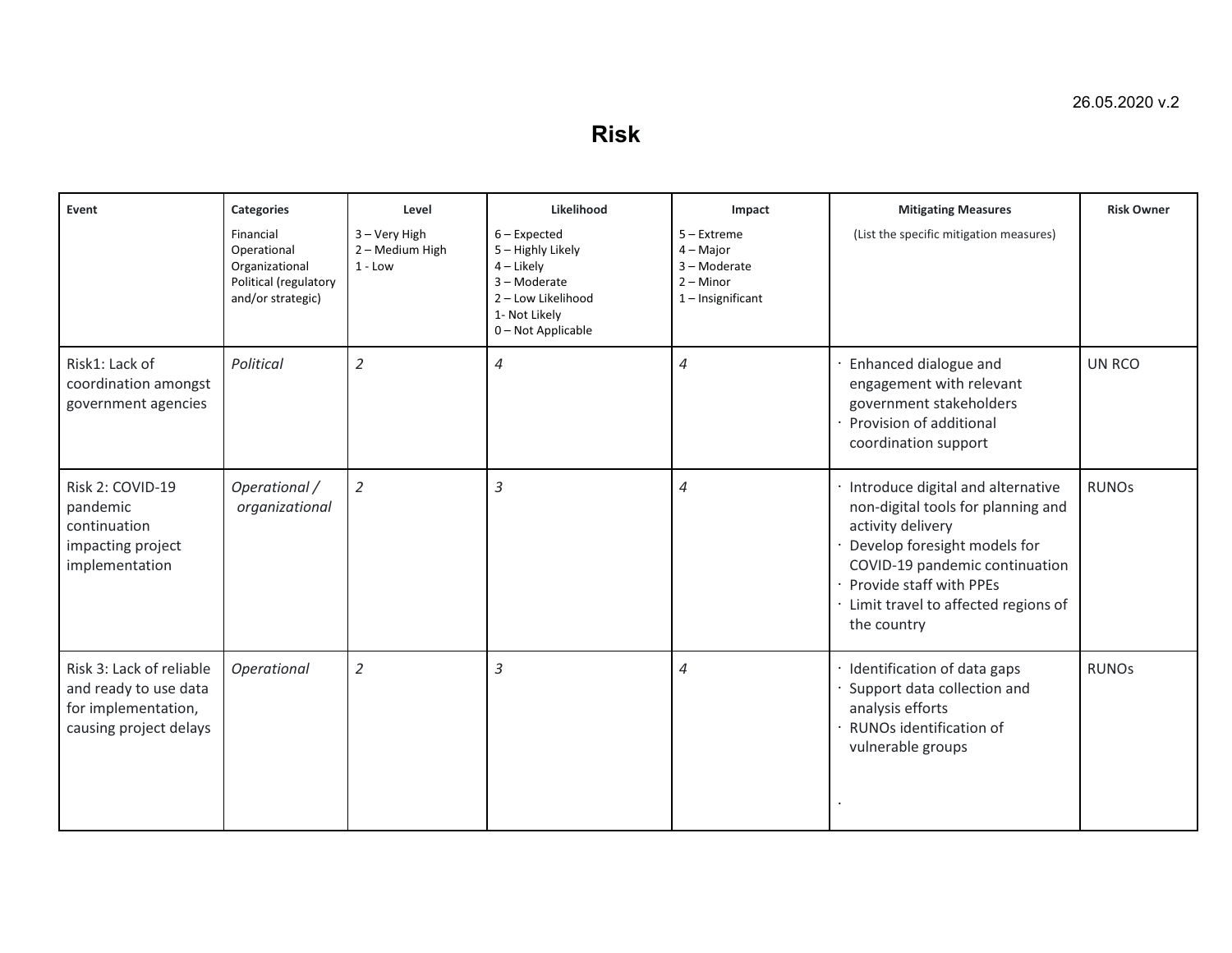26.05.2020 v.2

# Risk

| Event | Categories<br>Financial<br>Operational<br>Organizational<br>Political (regulatory and/or strategic) | Level<br>3 – Very High<br>2 – Medium High<br>1 - Low | Likelihood<br>6 – Expected<br>5 – Highly Likely<br>4 – Likely<br>3 – Moderate<br>2 – Low Likelihood<br>1- Not Likely<br>0 – Not Applicable | Impact<br>5 – Extreme<br>4 – Major<br>3 – Moderate<br>2 – Minor<br>1 – Insignificant | Mitigating Measures<br>(List the specific mitigation measures) | Risk Owner |
|---|---|---|---|---|---|---|
| Risk1: Lack of coordination amongst government agencies | *Political* | *2* | *4* | *4* | · Enhanced dialogue and engagement with relevant government stakeholders<br>· Provision of additional coordination support | UN RCO |
| Risk 2: COVID-19 pandemic continuation impacting project implementation | *Operational / organizational* | *2* | *3* | *4* | · Introduce digital and alternative non-digital tools for planning and activity delivery<br>· Develop foresight models for COVID-19 pandemic continuation<br>· Provide staff with PPEs<br>· Limit travel to affected regions of the country | RUNOs |
| Risk 3: Lack of reliable and ready to use data for implementation, causing project delays | *Operational* | *2* | *3* | *4* | · Identification of data gaps<br>· Support data collection and analysis efforts<br>· RUNOs identification of vulnerable groups<br>· | RUNOs |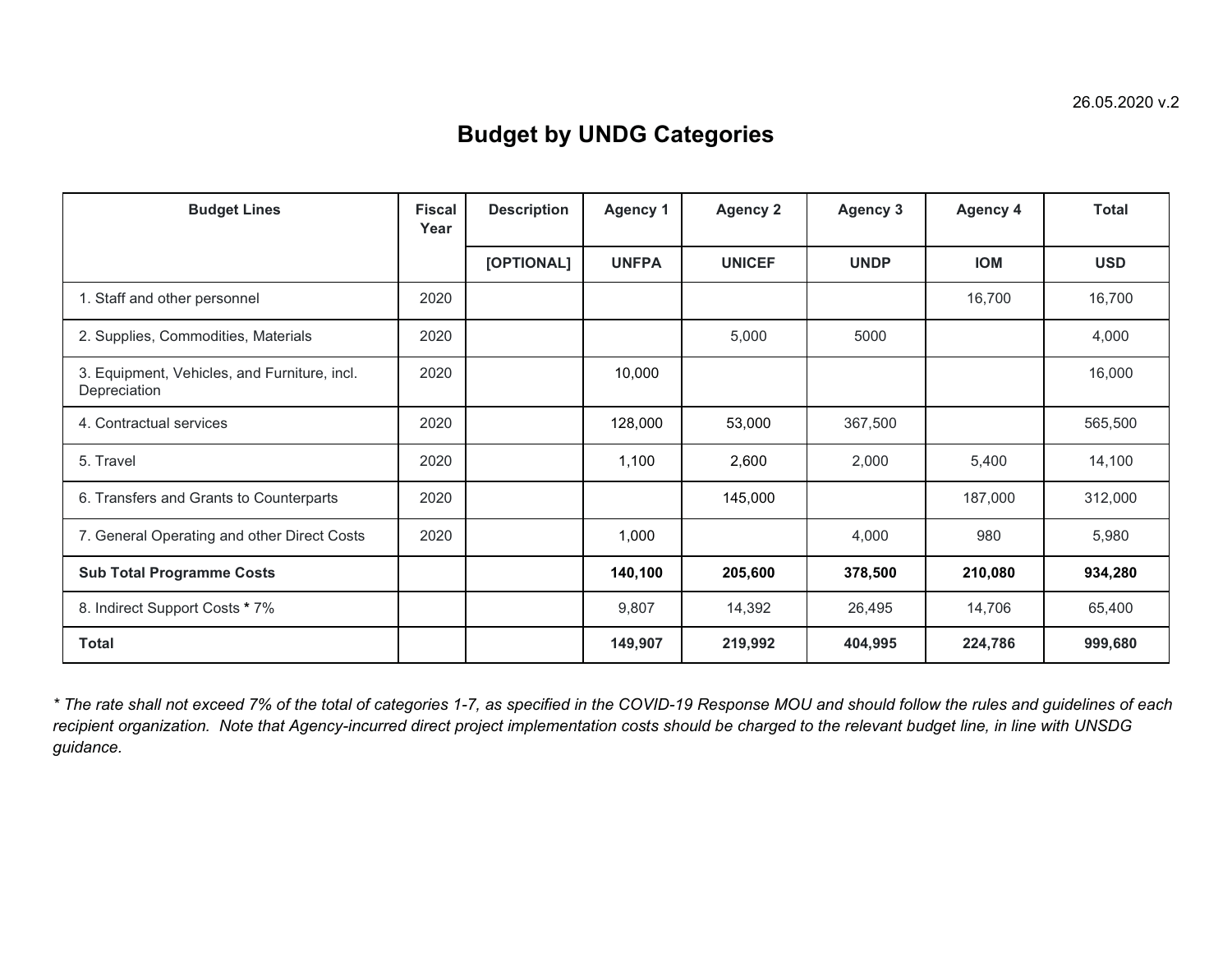26.05.2020 v.2

# Budget by UNDG Categories

| Budget Lines | Fiscal Year | Description | Agency 1 | Agency 2 | Agency 3 | Agency 4 | Total |
|---|---|---|---|---|---|---|---|
| | | [OPTIONAL] | UNFPA | UNICEF | UNDP | IOM | USD |
| 1. Staff and other personnel | 2020 | | | | | 16,700 | 16,700 |
| 2. Supplies, Commodities, Materials | 2020 | | | 5,000 | 5000 | | 4,000 |
| 3. Equipment, Vehicles, and Furniture, incl. Depreciation | 2020 | | 10,000 | | | | 16,000 |
| 4. Contractual services | 2020 | | 128,000 | 53,000 | 367,500 | | 565,500 |
| 5. Travel | 2020 | | 1,100 | 2,600 | 2,000 | 5,400 | 14,100 |
| 6. Transfers and Grants to Counterparts | 2020 | | | 145,000 | | 187,000 | 312,000 |
| 7. General Operating and other Direct Costs | 2020 | | 1,000 | | 4,000 | 980 | 5,980 |
| **Sub Total Programme Costs** | | | **140,100** | **205,600** | **378,500** | **210,080** | **934,280** |
| 8. Indirect Support Costs **\*** 7% | | | 9,807 | 14,392 | 26,495 | 14,706 | 65,400 |
| **Total** | | | **149,907** | **219,992** | **404,995** | **224,786** | **999,680** |

*\* The rate shall not exceed 7% of the total of categories 1-7, as specified in the COVID-19 Response MOU and should follow the rules and guidelines of each recipient organization. Note that Agency-incurred direct project implementation costs should be charged to the relevant budget line, in line with UNSDG guidance.*